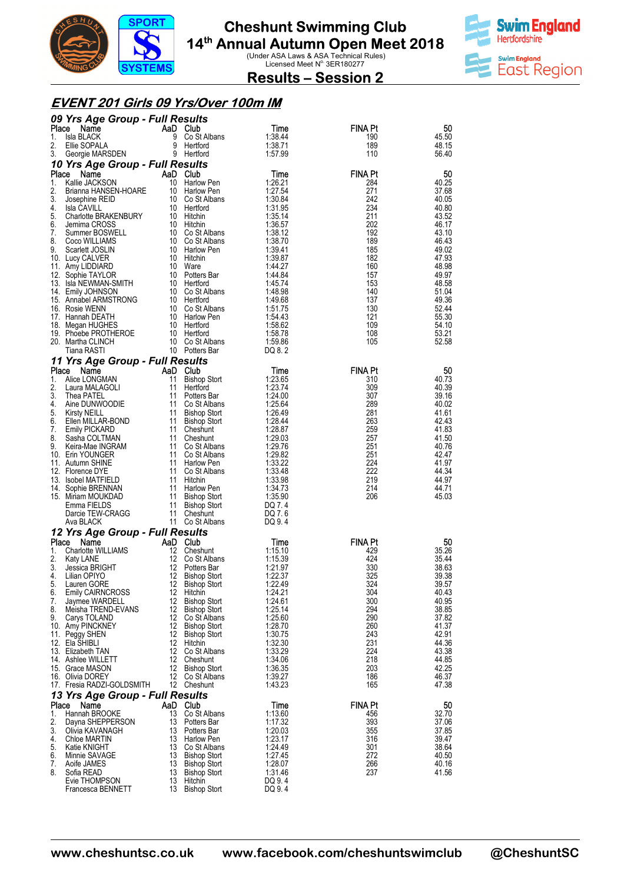# Cheshunt Swimming Club

## 14th Annual Autumn Open Meet 2018

(Under ASA Laws & ASA Technical Rules)
Licensed Meet N° 3ER180277

## Results – Session 2

### EVENT 201 Girls 09 Yrs/Over 100m IM

#### 09 Yrs Age Group - Full Results

| Place | Name | AaD | Club | Time | FINA Pt | 50 |
|---|---|---|---|---|---|---|
| 1. | Isla BLACK | 9 | Co St Albans | 1:38.44 | 190 | 45.50 |
| 2. | Ellie SOPALA | 9 | Hertford | 1:38.71 | 189 | 48.15 |
| 3. | Georgie MARSDEN | 9 | Hertford | 1:57.99 | 110 | 56.40 |

#### 10 Yrs Age Group - Full Results

| Place | Name | AaD | Club | Time | FINA Pt | 50 |
|---|---|---|---|---|---|---|
| 1. | Kallie JACKSON | 10 | Harlow Pen | 1:26.21 | 284 | 40.25 |
| 2. | Brianna HANSEN-HOARE | 10 | Harlow Pen | 1:27.54 | 271 | 37.68 |
| 3. | Josephine REID | 10 | Co St Albans | 1:30.84 | 242 | 40.05 |
| 4. | Isla CAVILL | 10 | Hertford | 1:31.95 | 234 | 40.80 |
| 5. | Charlotte BRAKENBURY | 10 | Hitchin | 1:35.14 | 211 | 43.52 |
| 6. | Jemima CROSS | 10 | Hitchin | 1:36.57 | 202 | 46.17 |
| 7. | Summer BOSWELL | 10 | Co St Albans | 1:38.12 | 192 | 43.10 |
| 8. | Coco WILLIAMS | 10 | Co St Albans | 1:38.70 | 189 | 46.43 |
| 9. | Scarlett JOSLIN | 10 | Harlow Pen | 1:39.41 | 185 | 49.02 |
| 10. | Lucy CALVER | 10 | Hitchin | 1:39.87 | 182 | 47.93 |
| 11. | Amy LIDDIARD | 10 | Ware | 1:44.27 | 160 | 48.98 |
| 12. | Sophie TAYLOR | 10 | Potters Bar | 1:44.84 | 157 | 49.97 |
| 13. | Isla NEWMAN-SMITH | 10 | Hertford | 1:45.74 | 153 | 48.58 |
| 14. | Emily JOHNSON | 10 | Co St Albans | 1:48.98 | 140 | 51.04 |
| 15. | Annabel ARMSTRONG | 10 | Hertford | 1:49.68 | 137 | 49.36 |
| 16. | Rosie WENN | 10 | Co St Albans | 1:51.75 | 130 | 52.44 |
| 17. | Hannah DEATH | 10 | Harlow Pen | 1:54.43 | 121 | 55.30 |
| 18. | Megan HUGHES | 10 | Hertford | 1:58.62 | 109 | 54.10 |
| 19. | Phoebe PROTHEROE | 10 | Hertford | 1:58.78 | 108 | 53.21 |
| 20. | Martha CLINCH | 10 | Co St Albans | 1:59.86 | 105 | 52.58 |
| | Tiana RASTI | 10 | Potters Bar | DQ 8. 2 | | |

#### 11 Yrs Age Group - Full Results

| Place | Name | AaD | Club | Time | FINA Pt | 50 |
|---|---|---|---|---|---|---|
| 1. | Alice LONGMAN | 11 | Bishop Stort | 1:23.65 | 310 | 40.73 |
| 2. | Laura MALAGOLI | 11 | Hertford | 1:23.74 | 309 | 40.39 |
| 3. | Thea PATEL | 11 | Potters Bar | 1:24.00 | 307 | 39.16 |
| 4. | Aine DUNWOODIE | 11 | Co St Albans | 1:25.64 | 289 | 40.02 |
| 5. | Kirsty NEILL | 11 | Bishop Stort | 1:26.49 | 281 | 41.61 |
| 6. | Ellen MILLAR-BOND | 11 | Bishop Stort | 1:28.44 | 263 | 42.43 |
| 7. | Emily PICKARD | 11 | Cheshunt | 1:28.87 | 259 | 41.83 |
| 8. | Sasha COLTMAN | 11 | Cheshunt | 1:29.03 | 257 | 41.50 |
| 9. | Keira-Mae INGRAM | 11 | Co St Albans | 1:29.76 | 251 | 40.76 |
| 10. | Erin YOUNGER | 11 | Co St Albans | 1:29.82 | 251 | 42.47 |
| 11. | Autumn SHINE | 11 | Harlow Pen | 1:33.22 | 224 | 41.97 |
| 12. | Florence DYE | 11 | Co St Albans | 1:33.48 | 222 | 44.34 |
| 13. | Isobel MATFIELD | 11 | Hitchin | 1:33.98 | 219 | 44.97 |
| 14. | Sophie BRENNAN | 11 | Harlow Pen | 1:34.73 | 214 | 44.71 |
| 15. | Miriam MOUKDAD | 11 | Bishop Stort | 1:35.90 | 206 | 45.03 |
| | Emma FIELDS | 11 | Bishop Stort | DQ 7. 4 | | |
| | Darcie TEW-CRAGG | 11 | Cheshunt | DQ 7. 6 | | |
| | Ava BLACK | 11 | Co St Albans | DQ 9. 4 | | |

#### 12 Yrs Age Group - Full Results

| Place | Name | AaD | Club | Time | FINA Pt | 50 |
|---|---|---|---|---|---|---|
| 1. | Charlotte WILLIAMS | 12 | Cheshunt | 1:15.10 | 429 | 35.26 |
| 2. | Katy LANE | 12 | Co St Albans | 1:15.39 | 424 | 35.44 |
| 3. | Jessica BRIGHT | 12 | Potters Bar | 1:21.97 | 330 | 38.63 |
| 4. | Lilian OPIYO | 12 | Bishop Stort | 1:22.37 | 325 | 39.38 |
| 5. | Lauren GORE | 12 | Bishop Stort | 1:22.49 | 324 | 39.57 |
| 6. | Emily CAIRNCROSS | 12 | Hitchin | 1:24.21 | 304 | 40.43 |
| 7. | Jaymee WARDELL | 12 | Bishop Stort | 1:24.61 | 300 | 40.95 |
| 8. | Meisha TREND-EVANS | 12 | Bishop Stort | 1:25.14 | 294 | 38.85 |
| 9. | Carys TOLAND | 12 | Co St Albans | 1:25.60 | 290 | 37.82 |
| 10. | Amy PINCKNEY | 12 | Bishop Stort | 1:28.70 | 260 | 41.37 |
| 11. | Peggy SHEN | 12 | Bishop Stort | 1:30.75 | 243 | 42.91 |
| 12. | Ela SHIBLI | 12 | Hitchin | 1:32.30 | 231 | 44.36 |
| 13. | Elizabeth TAN | 12 | Co St Albans | 1:33.29 | 224 | 43.38 |
| 14. | Ashlee WILLETT | 12 | Cheshunt | 1:34.06 | 218 | 44.85 |
| 15. | Grace MASON | 12 | Bishop Stort | 1:36.35 | 203 | 42.25 |
| 16. | Olivia DOREY | 12 | Co St Albans | 1:39.27 | 186 | 46.37 |
| 17. | Fresia RADZI-GOLDSMITH | 12 | Cheshunt | 1:43.23 | 165 | 47.38 |

#### 13 Yrs Age Group - Full Results

| Place | Name | AaD | Club | Time | FINA Pt | 50 |
|---|---|---|---|---|---|---|
| 1. | Hannah BROOKE | 13 | Co St Albans | 1:13.60 | 456 | 32.70 |
| 2. | Dayna SHEPPERSON | 13 | Potters Bar | 1:17.32 | 393 | 37.06 |
| 3. | Olivia KAVANAGH | 13 | Potters Bar | 1:20.03 | 355 | 37.85 |
| 4. | Chloe MARTIN | 13 | Harlow Pen | 1:23.17 | 316 | 39.47 |
| 5. | Katie KNIGHT | 13 | Co St Albans | 1:24.49 | 301 | 38.64 |
| 6. | Minnie SAVAGE | 13 | Bishop Stort | 1:27.45 | 272 | 40.50 |
| 7. | Aoife JAMES | 13 | Bishop Stort | 1:28.07 | 266 | 40.16 |
| 8. | Sofia READ | 13 | Bishop Stort | 1:31.46 | 237 | 41.56 |
| | Evie THOMPSON | 13 | Hitchin | DQ 9. 4 | | |
| | Francesca BENNETT | 13 | Bishop Stort | DQ 9. 4 | | |

www.cheshuntsc.co.uk www.facebook.com/cheshuntswimclub @CheshuntSC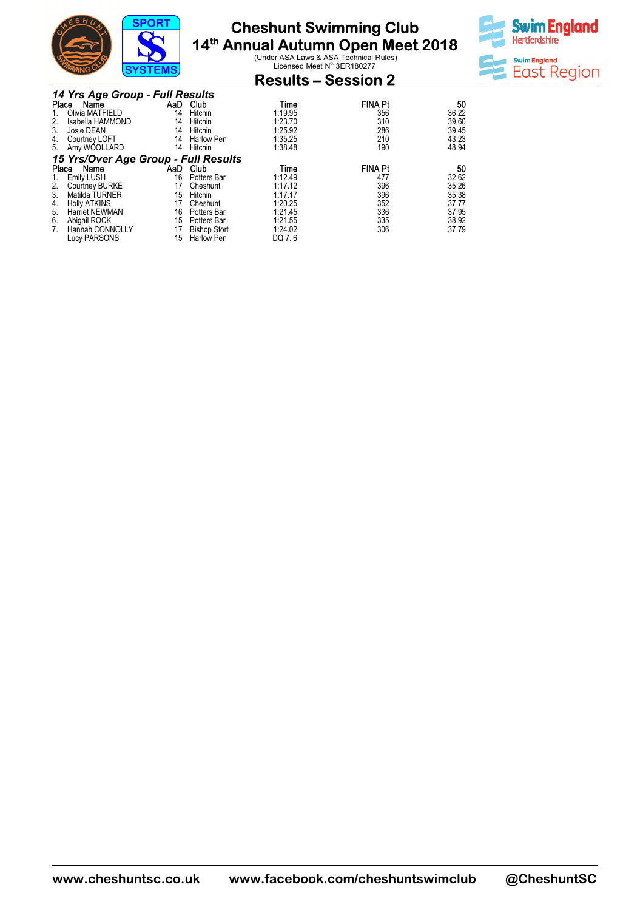# Cheshunt Swimming Club

## 14th Annual Autumn Open Meet 2018

(Under ASA Laws & ASA Technical Rules)
Licensed Meet N° 3ER180277

## Results – Session 2

### *14 Yrs Age Group - Full Results*

| Place | Name | AaD | Club | Time | FINA Pt | 50 |
|---|---|---|---|---|---|---|
| 1. | Olivia MATFIELD | 14 | Hitchin | 1:19.95 | 356 | 36.22 |
| 2. | Isabella HAMMOND | 14 | Hitchin | 1:23.70 | 310 | 39.60 |
| 3. | Josie DEAN | 14 | Hitchin | 1:25.92 | 286 | 39.45 |
| 4. | Courtney LOFT | 14 | Harlow Pen | 1:35.25 | 210 | 43.23 |
| 5. | Amy WOOLLARD | 14 | Hitchin | 1:38.48 | 190 | 48.94 |

### *15 Yrs/Over Age Group - Full Results*

| Place | Name | AaD | Club | Time | FINA Pt | 50 |
|---|---|---|---|---|---|---|
| 1. | Emily LUSH | 16 | Potters Bar | 1:12.49 | 477 | 32.62 |
| 2. | Courtney BURKE | 17 | Cheshunt | 1:17.12 | 396 | 35.26 |
| 3. | Matilda TURNER | 15 | Hitchin | 1:17.17 | 396 | 35.38 |
| 4. | Holly ATKINS | 17 | Cheshunt | 1:20.25 | 352 | 37.77 |
| 5. | Harriet NEWMAN | 16 | Potters Bar | 1:21.45 | 336 | 37.95 |
| 6. | Abigail ROCK | 15 | Potters Bar | 1:21.55 | 335 | 38.92 |
| 7. | Hannah CONNOLLY | 17 | Bishop Stort | 1:24.02 | 306 | 37.79 |
| | Lucy PARSONS | 15 | Harlow Pen | DQ 7. 6 | | |

www.cheshuntsc.co.uk www.facebook.com/cheshuntswimclub @CheshuntSC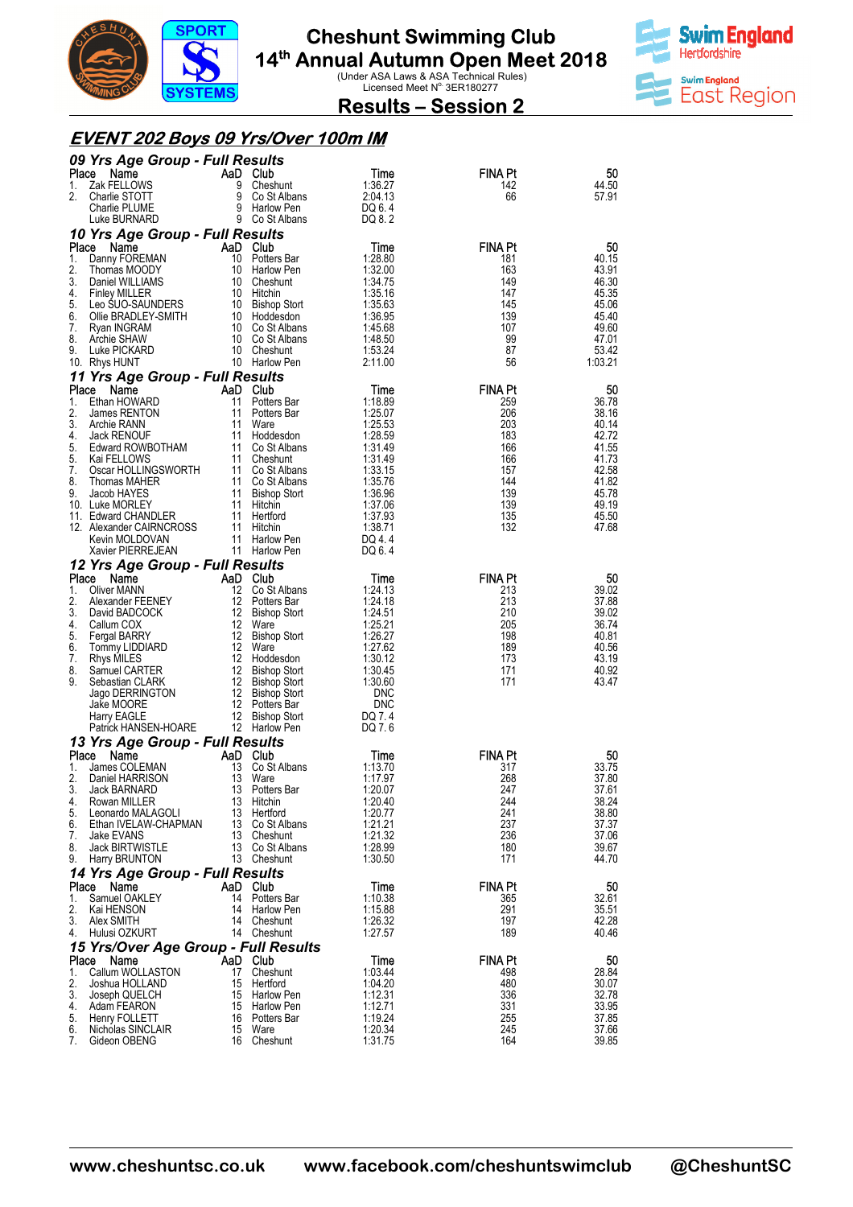# Cheshunt Swimming Club

## 14th Annual Autumn Open Meet 2018

(Under ASA Laws & ASA Technical Rules)
Licensed Meet N° 3ER180277

## Results – Session 2

### EVENT 202 Boys 09 Yrs/Over 100m IM

#### 09 Yrs Age Group - Full Results

| Place | Name | AaD | Club | Time | FINA Pt | 50 |
|---|---|---|---|---|---|---|
| 1. | Zak FELLOWS | 9 | Cheshunt | 1:36.27 | 142 | 44.50 |
| 2. | Charlie STOTT | 9 | Co St Albans | 2:04.13 | 66 | 57.91 |
| | Charlie PLUME | 9 | Harlow Pen | DQ 6. 4 | | |
| | Luke BURNARD | 9 | Co St Albans | DQ 8. 2 | | |

#### 10 Yrs Age Group - Full Results

| Place | Name | AaD | Club | Time | FINA Pt | 50 |
|---|---|---|---|---|---|---|
| 1. | Danny FOREMAN | 10 | Potters Bar | 1:28.80 | 181 | 40.15 |
| 2. | Thomas MOODY | 10 | Harlow Pen | 1:32.00 | 163 | 43.91 |
| 3. | Daniel WILLIAMS | 10 | Cheshunt | 1:34.75 | 149 | 46.30 |
| 4. | Finley MILLER | 10 | Hitchin | 1:35.16 | 147 | 45.35 |
| 5. | Leo SUO-SAUNDERS | 10 | Bishop Stort | 1:35.63 | 145 | 45.06 |
| 6. | Ollie BRADLEY-SMITH | 10 | Hoddesdon | 1:36.95 | 139 | 45.40 |
| 7. | Ryan INGRAM | 10 | Co St Albans | 1:45.68 | 107 | 49.60 |
| 8. | Archie SHAW | 10 | Co St Albans | 1:48.50 | 99 | 47.01 |
| 9. | Luke PICKARD | 10 | Cheshunt | 1:53.24 | 87 | 53.42 |
| 10. | Rhys HUNT | 10 | Harlow Pen | 2:11.00 | 56 | 1:03.21 |

#### 11 Yrs Age Group - Full Results

| Place | Name | AaD | Club | Time | FINA Pt | 50 |
|---|---|---|---|---|---|---|
| 1. | Ethan HOWARD | 11 | Potters Bar | 1:18.89 | 259 | 36.78 |
| 2. | James RENTON | 11 | Potters Bar | 1:25.07 | 206 | 38.16 |
| 3. | Archie RANN | 11 | Ware | 1:25.53 | 203 | 40.14 |
| 4. | Jack RENOUF | 11 | Hoddesdon | 1:28.59 | 183 | 42.72 |
| 5. | Edward ROWBOTHAM | 11 | Co St Albans | 1:31.49 | 166 | 41.55 |
| 5. | Kai FELLOWS | 11 | Cheshunt | 1:31.49 | 166 | 41.73 |
| 7. | Oscar HOLLINGSWORTH | 11 | Co St Albans | 1:33.15 | 157 | 42.58 |
| 8. | Thomas MAHER | 11 | Co St Albans | 1:35.76 | 144 | 41.82 |
| 9. | Jacob HAYES | 11 | Bishop Stort | 1:36.96 | 139 | 45.78 |
| 10. | Luke MORLEY | 11 | Hitchin | 1:37.06 | 139 | 49.19 |
| 11. | Edward CHANDLER | 11 | Hertford | 1:37.93 | 135 | 45.50 |
| 12. | Alexander CAIRNCROSS | 11 | Hitchin | 1:38.71 | 132 | 47.68 |
| | Kevin MOLDOVAN | 11 | Harlow Pen | DQ 4. 4 | | |
| | Xavier PIERREJEAN | 11 | Harlow Pen | DQ 6. 4 | | |

#### 12 Yrs Age Group - Full Results

| Place | Name | AaD | Club | Time | FINA Pt | 50 |
|---|---|---|---|---|---|---|
| 1. | Oliver MANN | 12 | Co St Albans | 1:24.13 | 213 | 39.02 |
| 2. | Alexander FEENEY | 12 | Potters Bar | 1:24.18 | 213 | 37.88 |
| 3. | David BADCOCK | 12 | Bishop Stort | 1:24.51 | 210 | 39.02 |
| 4. | Callum COX | 12 | Ware | 1:25.21 | 205 | 36.74 |
| 5. | Fergal BARRY | 12 | Bishop Stort | 1:26.27 | 198 | 40.81 |
| 6. | Tommy LIDDIARD | 12 | Ware | 1:27.62 | 189 | 40.56 |
| 7. | Rhys MILES | 12 | Hoddesdon | 1:30.12 | 173 | 43.19 |
| 8. | Samuel CARTER | 12 | Bishop Stort | 1:30.45 | 171 | 40.92 |
| 9. | Sebastian CLARK | 12 | Bishop Stort | 1:30.60 | 171 | 43.47 |
| | Jago DERRINGTON | 12 | Bishop Stort | DNC | | |
| | Jake MOORE | 12 | Potters Bar | DNC | | |
| | Harry EAGLE | 12 | Bishop Stort | DQ 7. 4 | | |
| | Patrick HANSEN-HOARE | 12 | Harlow Pen | DQ 7. 6 | | |

#### 13 Yrs Age Group - Full Results

| Place | Name | AaD | Club | Time | FINA Pt | 50 |
|---|---|---|---|---|---|---|
| 1. | James COLEMAN | 13 | Co St Albans | 1:13.70 | 317 | 33.75 |
| 2. | Daniel HARRISON | 13 | Ware | 1:17.97 | 268 | 37.80 |
| 3. | Jack BARNARD | 13 | Potters Bar | 1:20.07 | 247 | 37.61 |
| 4. | Rowan MILLER | 13 | Hitchin | 1:20.40 | 244 | 38.24 |
| 5. | Leonardo MALAGOLI | 13 | Hertford | 1:20.77 | 241 | 38.80 |
| 6. | Ethan IVELAW-CHAPMAN | 13 | Co St Albans | 1:21.21 | 237 | 37.37 |
| 7. | Jake EVANS | 13 | Cheshunt | 1:21.32 | 236 | 37.06 |
| 8. | Jack BIRTWISTLE | 13 | Co St Albans | 1:28.99 | 180 | 39.67 |
| 9. | Harry BRUNTON | 13 | Cheshunt | 1:30.50 | 171 | 44.70 |

#### 14 Yrs Age Group - Full Results

| Place | Name | AaD | Club | Time | FINA Pt | 50 |
|---|---|---|---|---|---|---|
| 1. | Samuel OAKLEY | 14 | Potters Bar | 1:10.38 | 365 | 32.61 |
| 2. | Kai HENSON | 14 | Harlow Pen | 1:15.88 | 291 | 35.51 |
| 3. | Alex SMITH | 14 | Cheshunt | 1:26.32 | 197 | 42.28 |
| 4. | Hulusi OZKURT | 14 | Cheshunt | 1:27.57 | 189 | 40.46 |

#### 15 Yrs/Over Age Group - Full Results

| Place | Name | AaD | Club | Time | FINA Pt | 50 |
|---|---|---|---|---|---|---|
| 1. | Callum WOLLASTON | 17 | Cheshunt | 1:03.44 | 498 | 28.84 |
| 2. | Joshua HOLLAND | 15 | Hertford | 1:04.20 | 480 | 30.07 |
| 3. | Joseph QUELCH | 15 | Harlow Pen | 1:12.31 | 336 | 32.78 |
| 4. | Adam FEARON | 15 | Harlow Pen | 1:12.71 | 331 | 33.95 |
| 5. | Henry FOLLETT | 16 | Potters Bar | 1:19.24 | 255 | 37.85 |
| 6. | Nicholas SINCLAIR | 15 | Ware | 1:20.34 | 245 | 37.66 |
| 7. | Gideon OBENG | 16 | Cheshunt | 1:31.75 | 164 | 39.85 |

www.cheshuntsc.co.uk www.facebook.com/cheshuntswimclub @CheshuntSC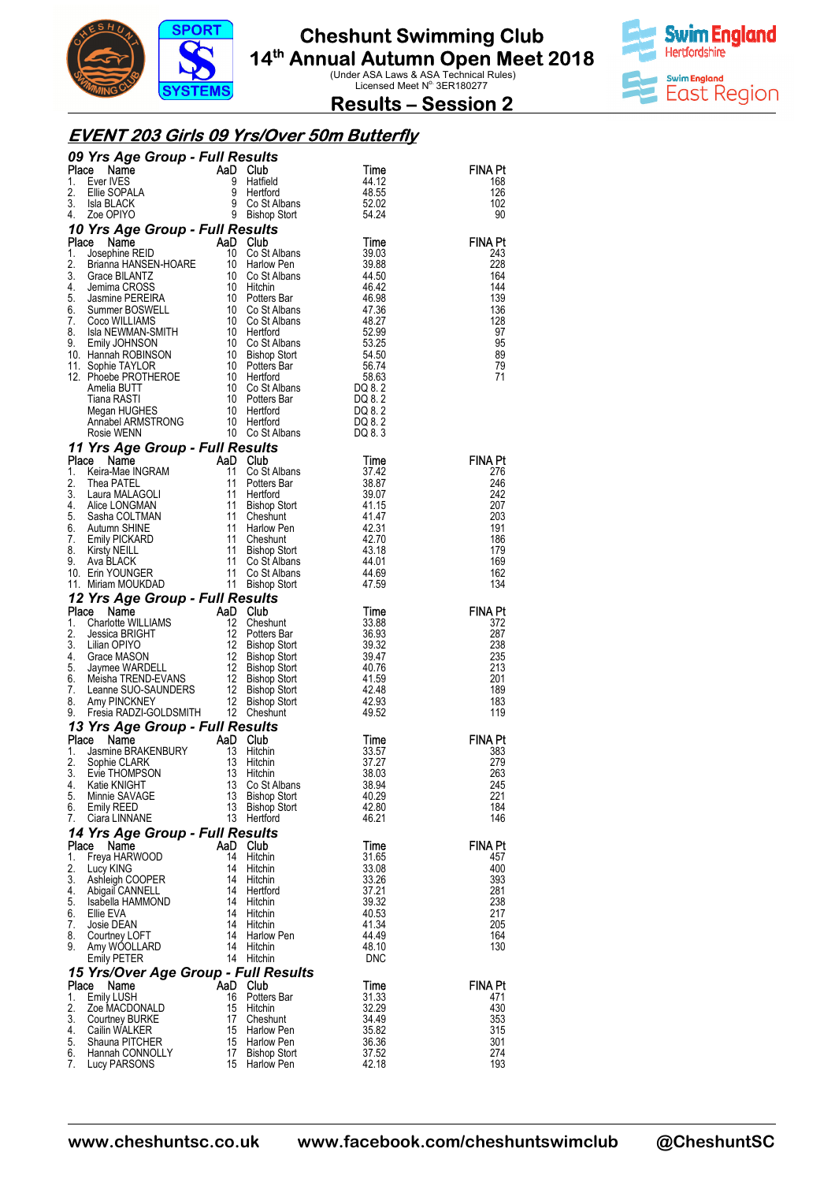# Cheshunt Swimming Club

## 14th Annual Autumn Open Meet 2018

(Under ASA Laws & ASA Technical Rules)
Licensed Meet N° 3ER180277

## Results – Session 2

## *EVENT 203 Girls 09 Yrs/Over 50m Butterfly*

### *09 Yrs Age Group - Full Results*

| Place | Name | AaD | Club | Time | FINA Pt |
|---|---|---|---|---|---|
| 1. | Ever IVES | 9 | Hatfield | 44.12 | 168 |
| 2. | Ellie SOPALA | 9 | Hertford | 48.55 | 126 |
| 3. | Isla BLACK | 9 | Co St Albans | 52.02 | 102 |
| 4. | Zoe OPIYO | 9 | Bishop Stort | 54.24 | 90 |

### *10 Yrs Age Group - Full Results*

| Place | Name | AaD | Club | Time | FINA Pt |
|---|---|---|---|---|---|
| 1. | Josephine REID | 10 | Co St Albans | 39.03 | 243 |
| 2. | Brianna HANSEN-HOARE | 10 | Harlow Pen | 39.88 | 228 |
| 3. | Grace BILANTZ | 10 | Co St Albans | 44.50 | 164 |
| 4. | Jemima CROSS | 10 | Hitchin | 46.42 | 144 |
| 5. | Jasmine PEREIRA | 10 | Potters Bar | 46.98 | 139 |
| 6. | Summer BOSWELL | 10 | Co St Albans | 47.36 | 136 |
| 7. | Coco WILLIAMS | 10 | Co St Albans | 48.27 | 128 |
| 8. | Isla NEWMAN-SMITH | 10 | Hertford | 52.99 | 97 |
| 9. | Emily JOHNSON | 10 | Co St Albans | 53.25 | 95 |
| 10. | Hannah ROBINSON | 10 | Bishop Stort | 54.50 | 89 |
| 11. | Sophie TAYLOR | 10 | Potters Bar | 56.74 | 79 |
| 12. | Phoebe PROTHEROE | 10 | Hertford | 58.63 | 71 |
| | Amelia BUTT | 10 | Co St Albans | DQ 8. 2 | |
| | Tiana RASTI | 10 | Potters Bar | DQ 8. 2 | |
| | Megan HUGHES | 10 | Hertford | DQ 8. 2 | |
| | Annabel ARMSTRONG | 10 | Hertford | DQ 8. 2 | |
| | Rosie WENN | 10 | Co St Albans | DQ 8. 3 | |

### *11 Yrs Age Group - Full Results*

| Place | Name | AaD | Club | Time | FINA Pt |
|---|---|---|---|---|---|
| 1. | Keira-Mae INGRAM | 11 | Co St Albans | 37.42 | 276 |
| 2. | Thea PATEL | 11 | Potters Bar | 38.87 | 246 |
| 3. | Laura MALAGOLI | 11 | Hertford | 39.07 | 242 |
| 4. | Alice LONGMAN | 11 | Bishop Stort | 41.15 | 207 |
| 5. | Sasha COLTMAN | 11 | Cheshunt | 41.47 | 203 |
| 6. | Autumn SHINE | 11 | Harlow Pen | 42.31 | 191 |
| 7. | Emily PICKARD | 11 | Cheshunt | 42.70 | 186 |
| 8. | Kirsty NEILL | 11 | Bishop Stort | 43.18 | 179 |
| 9. | Ava BLACK | 11 | Co St Albans | 44.01 | 169 |
| 10. | Erin YOUNGER | 11 | Co St Albans | 44.69 | 162 |
| 11. | Miriam MOUKDAD | 11 | Bishop Stort | 47.59 | 134 |

### *12 Yrs Age Group - Full Results*

| Place | Name | AaD | Club | Time | FINA Pt |
|---|---|---|---|---|---|
| 1. | Charlotte WILLIAMS | 12 | Cheshunt | 33.88 | 372 |
| 2. | Jessica BRIGHT | 12 | Potters Bar | 36.93 | 287 |
| 3. | Lilian OPIYO | 12 | Bishop Stort | 39.32 | 238 |
| 4. | Grace MASON | 12 | Bishop Stort | 39.47 | 235 |
| 5. | Jaymee WARDELL | 12 | Bishop Stort | 40.76 | 213 |
| 6. | Meisha TREND-EVANS | 12 | Bishop Stort | 41.59 | 201 |
| 7. | Leanne SUO-SAUNDERS | 12 | Bishop Stort | 42.48 | 189 |
| 8. | Amy PINCKNEY | 12 | Bishop Stort | 42.93 | 183 |
| 9. | Fresia RADZI-GOLDSMITH | 12 | Cheshunt | 49.52 | 119 |

### *13 Yrs Age Group - Full Results*

| Place | Name | AaD | Club | Time | FINA Pt |
|---|---|---|---|---|---|
| 1. | Jasmine BRAKENBURY | 13 | Hitchin | 33.57 | 383 |
| 2. | Sophie CLARK | 13 | Hitchin | 37.27 | 279 |
| 3. | Evie THOMPSON | 13 | Hitchin | 38.03 | 263 |
| 4. | Katie KNIGHT | 13 | Co St Albans | 38.94 | 245 |
| 5. | Minnie SAVAGE | 13 | Bishop Stort | 40.29 | 221 |
| 6. | Emily REED | 13 | Bishop Stort | 42.80 | 184 |
| 7. | Ciara LINNANE | 13 | Hertford | 46.21 | 146 |

### *14 Yrs Age Group - Full Results*

| Place | Name | AaD | Club | Time | FINA Pt |
|---|---|---|---|---|---|
| 1. | Freya HARWOOD | 14 | Hitchin | 31.65 | 457 |
| 2. | Lucy KING | 14 | Hitchin | 33.08 | 400 |
| 3. | Ashleigh COOPER | 14 | Hitchin | 33.26 | 393 |
| 4. | Abigail CANNELL | 14 | Hertford | 37.21 | 281 |
| 5. | Isabella HAMMOND | 14 | Hitchin | 39.32 | 238 |
| 6. | Ellie EVA | 14 | Hitchin | 40.53 | 217 |
| 7. | Josie DEAN | 14 | Hitchin | 41.34 | 205 |
| 8. | Courtney LOFT | 14 | Harlow Pen | 44.49 | 164 |
| 9. | Amy WOOLLARD | 14 | Hitchin | 48.10 | 130 |
| | Emily PETER | 14 | Hitchin | DNC | |

### *15 Yrs/Over Age Group - Full Results*

| Place | Name | AaD | Club | Time | FINA Pt |
|---|---|---|---|---|---|
| 1. | Emily LUSH | 16 | Potters Bar | 31.33 | 471 |
| 2. | Zoe MACDONALD | 15 | Hitchin | 32.29 | 430 |
| 3. | Courtney BURKE | 17 | Cheshunt | 34.49 | 353 |
| 4. | Cailin WALKER | 15 | Harlow Pen | 35.82 | 315 |
| 5. | Shauna PITCHER | 15 | Harlow Pen | 36.36 | 301 |
| 6. | Hannah CONNOLLY | 17 | Bishop Stort | 37.52 | 274 |
| 7. | Lucy PARSONS | 15 | Harlow Pen | 42.18 | 193 |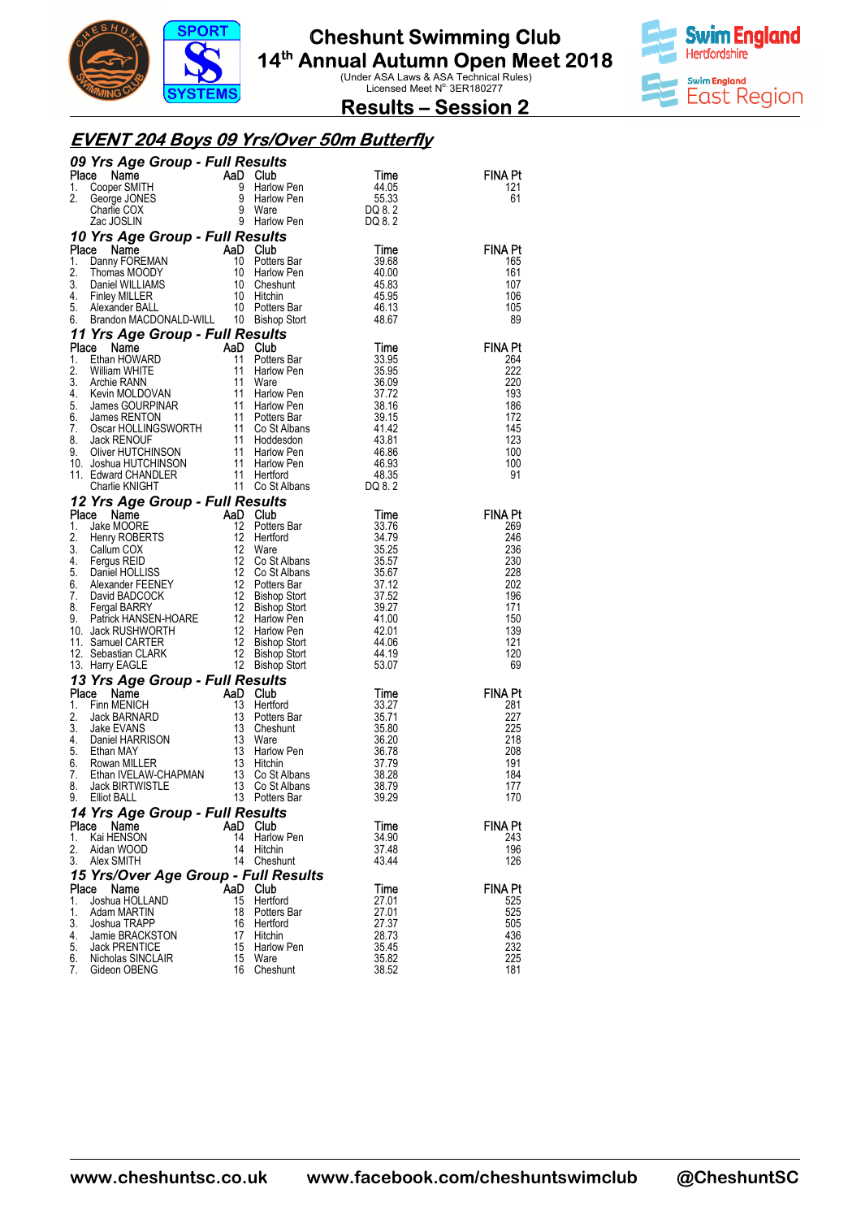# Cheshunt Swimming Club

## 14th Annual Autumn Open Meet 2018

(Under ASA Laws & ASA Technical Rules)
Licensed Meet N° 3ER180277

## Results – Session 2

## EVENT 204 Boys 09 Yrs/Over 50m Butterfly

### 09 Yrs Age Group - Full Results

| Place | Name | AaD | Club | Time | FINA Pt |
|---|---|---|---|---|---|
| 1. | Cooper SMITH | 9 | Harlow Pen | 44.05 | 121 |
| 2. | George JONES | 9 | Harlow Pen | 55.33 | 61 |
| | Charlie COX | 9 | Ware | DQ 8. 2 | |
| | Zac JOSLIN | 9 | Harlow Pen | DQ 8. 2 | |

### 10 Yrs Age Group - Full Results

| Place | Name | AaD | Club | Time | FINA Pt |
|---|---|---|---|---|---|
| 1. | Danny FOREMAN | 10 | Potters Bar | 39.68 | 165 |
| 2. | Thomas MOODY | 10 | Harlow Pen | 40.00 | 161 |
| 3. | Daniel WILLIAMS | 10 | Cheshunt | 45.83 | 107 |
| 4. | Finley MILLER | 10 | Hitchin | 45.95 | 106 |
| 5. | Alexander BALL | 10 | Potters Bar | 46.13 | 105 |
| 6. | Brandon MACDONALD-WILL | 10 | Bishop Stort | 48.67 | 89 |

### 11 Yrs Age Group - Full Results

| Place | Name | AaD | Club | Time | FINA Pt |
|---|---|---|---|---|---|
| 1. | Ethan HOWARD | 11 | Potters Bar | 33.95 | 264 |
| 2. | William WHITE | 11 | Harlow Pen | 35.95 | 222 |
| 3. | Archie RANN | 11 | Ware | 36.09 | 220 |
| 4. | Kevin MOLDOVAN | 11 | Harlow Pen | 37.72 | 193 |
| 5. | James GOURPINAR | 11 | Harlow Pen | 38.16 | 186 |
| 6. | James RENTON | 11 | Potters Bar | 39.15 | 172 |
| 7. | Oscar HOLLINGSWORTH | 11 | Co St Albans | 41.42 | 145 |
| 8. | Jack RENOUF | 11 | Hoddesdon | 43.81 | 123 |
| 9. | Oliver HUTCHINSON | 11 | Harlow Pen | 46.86 | 100 |
| 10. | Joshua HUTCHINSON | 11 | Harlow Pen | 46.93 | 100 |
| 11. | Edward CHANDLER | 11 | Hertford | 48.35 | 91 |
| | Charlie KNIGHT | 11 | Co St Albans | DQ 8. 2 | |

### 12 Yrs Age Group - Full Results

| Place | Name | AaD | Club | Time | FINA Pt |
|---|---|---|---|---|---|
| 1. | Jake MOORE | 12 | Potters Bar | 33.76 | 269 |
| 2. | Henry ROBERTS | 12 | Hertford | 34.79 | 246 |
| 3. | Callum COX | 12 | Ware | 35.25 | 236 |
| 4. | Fergus REID | 12 | Co St Albans | 35.57 | 230 |
| 5. | Daniel HOLLISS | 12 | Co St Albans | 35.67 | 228 |
| 6. | Alexander FEENEY | 12 | Potters Bar | 37.12 | 202 |
| 7. | David BADCOCK | 12 | Bishop Stort | 37.52 | 196 |
| 8. | Fergal BARRY | 12 | Bishop Stort | 39.27 | 171 |
| 9. | Patrick HANSEN-HOARE | 12 | Harlow Pen | 41.00 | 150 |
| 10. | Jack RUSHWORTH | 12 | Harlow Pen | 42.01 | 139 |
| 11. | Samuel CARTER | 12 | Bishop Stort | 44.06 | 121 |
| 12. | Sebastian CLARK | 12 | Bishop Stort | 44.19 | 120 |
| 13. | Harry EAGLE | 12 | Bishop Stort | 53.07 | 69 |

### 13 Yrs Age Group - Full Results

| Place | Name | AaD | Club | Time | FINA Pt |
|---|---|---|---|---|---|
| 1. | Finn MENICH | 13 | Hertford | 33.27 | 281 |
| 2. | Jack BARNARD | 13 | Potters Bar | 35.71 | 227 |
| 3. | Jake EVANS | 13 | Cheshunt | 35.80 | 225 |
| 4. | Daniel HARRISON | 13 | Ware | 36.20 | 218 |
| 5. | Ethan MAY | 13 | Harlow Pen | 36.78 | 208 |
| 6. | Rowan MILLER | 13 | Hitchin | 37.79 | 191 |
| 7. | Ethan IVELAW-CHAPMAN | 13 | Co St Albans | 38.28 | 184 |
| 8. | Jack BIRTWISTLE | 13 | Co St Albans | 38.79 | 177 |
| 9. | Elliot BALL | 13 | Potters Bar | 39.29 | 170 |

### 14 Yrs Age Group - Full Results

| Place | Name | AaD | Club | Time | FINA Pt |
|---|---|---|---|---|---|
| 1. | Kai HENSON | 14 | Harlow Pen | 34.90 | 243 |
| 2. | Aidan WOOD | 14 | Hitchin | 37.48 | 196 |
| 3. | Alex SMITH | 14 | Cheshunt | 43.44 | 126 |

### 15 Yrs/Over Age Group - Full Results

| Place | Name | AaD | Club | Time | FINA Pt |
|---|---|---|---|---|---|
| 1. | Joshua HOLLAND | 15 | Hertford | 27.01 | 525 |
| 1. | Adam MARTIN | 18 | Potters Bar | 27.01 | 525 |
| 3. | Joshua TRAPP | 16 | Hertford | 27.37 | 505 |
| 4. | Jamie BRACKSTON | 17 | Hitchin | 28.73 | 436 |
| 5. | Jack PRENTICE | 15 | Harlow Pen | 35.45 | 232 |
| 6. | Nicholas SINCLAIR | 15 | Ware | 35.82 | 225 |
| 7. | Gideon OBENG | 16 | Cheshunt | 38.52 | 181 |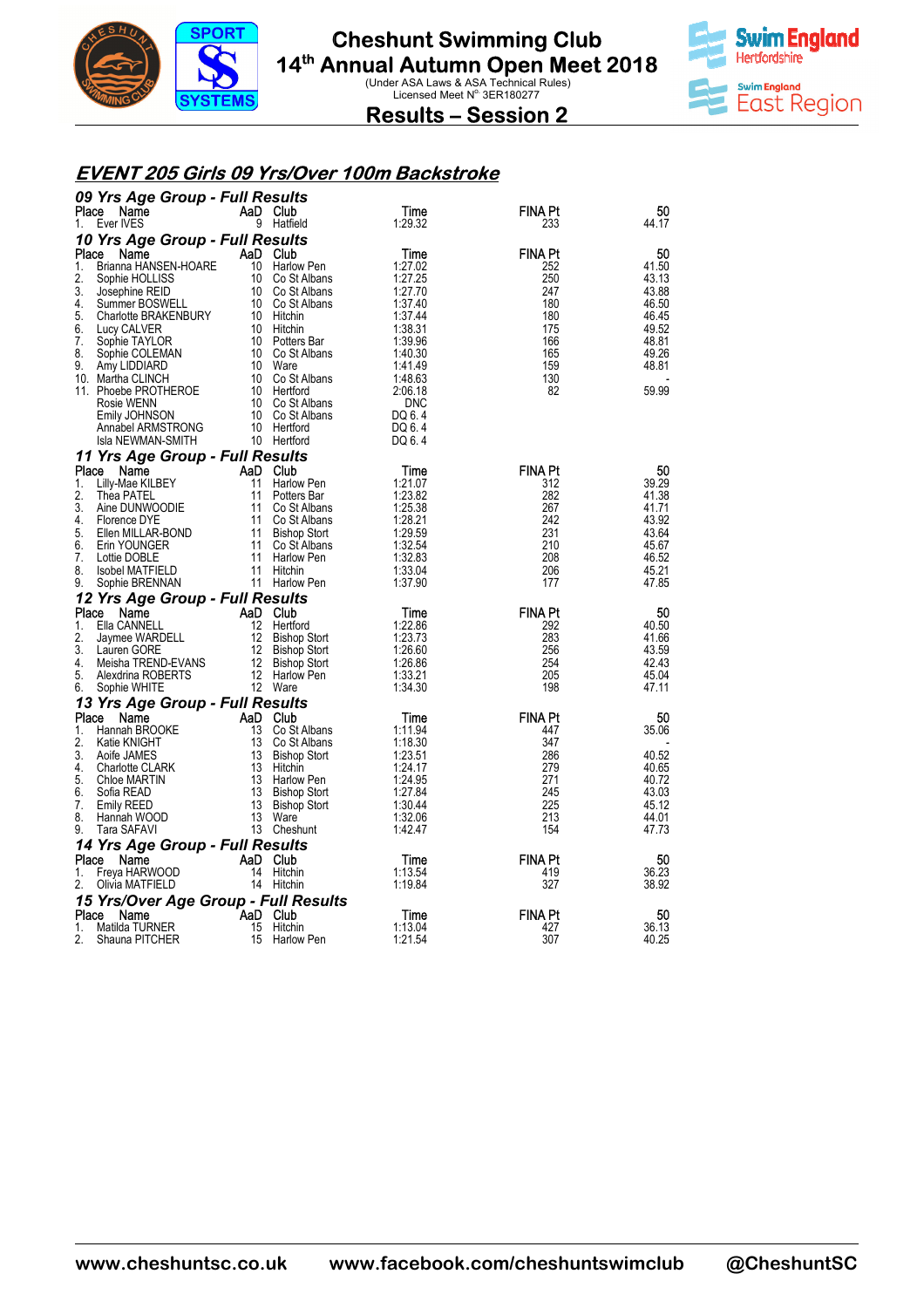# Cheshunt Swimming Club

## 14th Annual Autumn Open Meet 2018

(Under ASA Laws & ASA Technical Rules)
Licensed Meet N° 3ER180277

## Results – Session 2

### *EVENT 205 Girls 09 Yrs/Over 100m Backstroke*

**09 Yrs Age Group - Full Results**

| Place | Name | AaD | Club | Time | FINA Pt | 50 |
|---|---|---|---|---|---|---|
| 1. | Ever IVES | 9 | Hatfield | 1:29.32 | 233 | 44.17 |

**10 Yrs Age Group - Full Results**

| Place | Name | AaD | Club | Time | FINA Pt | 50 |
|---|---|---|---|---|---|---|
| 1. | Brianna HANSEN-HOARE | 10 | Harlow Pen | 1:27.02 | 252 | 41.50 |
| 2. | Sophie HOLLISS | 10 | Co St Albans | 1:27.25 | 250 | 43.13 |
| 3. | Josephine REID | 10 | Co St Albans | 1:27.70 | 247 | 43.88 |
| 4. | Summer BOSWELL | 10 | Co St Albans | 1:37.40 | 180 | 46.50 |
| 5. | Charlotte BRAKENBURY | 10 | Hitchin | 1:37.44 | 180 | 46.45 |
| 6. | Lucy CALVER | 10 | Hitchin | 1:38.31 | 175 | 49.52 |
| 7. | Sophie TAYLOR | 10 | Potters Bar | 1:39.96 | 166 | 48.81 |
| 8. | Sophie COLEMAN | 10 | Co St Albans | 1:40.30 | 165 | 49.26 |
| 9. | Amy LIDDIARD | 10 | Ware | 1:41.49 | 159 | 48.81 |
| 10. | Martha CLINCH | 10 | Co St Albans | 1:48.63 | 130 | - |
| 11. | Phoebe PROTHEROE | 10 | Hertford | 2:06.18 | 82 | 59.99 |
| | Rosie WENN | 10 | Co St Albans | DNC | | |
| | Emily JOHNSON | 10 | Co St Albans | DQ 6. 4 | | |
| | Annabel ARMSTRONG | 10 | Hertford | DQ 6. 4 | | |
| | Isla NEWMAN-SMITH | 10 | Hertford | DQ 6. 4 | | |

**11 Yrs Age Group - Full Results**

| Place | Name | AaD | Club | Time | FINA Pt | 50 |
|---|---|---|---|---|---|---|
| 1. | Lilly-Mae KILBEY | 11 | Harlow Pen | 1:21.07 | 312 | 39.29 |
| 2. | Thea PATEL | 11 | Potters Bar | 1:23.82 | 282 | 41.38 |
| 3. | Aine DUNWOODIE | 11 | Co St Albans | 1:25.38 | 267 | 41.71 |
| 4. | Florence DYE | 11 | Co St Albans | 1:28.21 | 242 | 43.92 |
| 5. | Ellen MILLAR-BOND | 11 | Bishop Stort | 1:29.59 | 231 | 43.64 |
| 6. | Erin YOUNGER | 11 | Co St Albans | 1:32.54 | 210 | 45.67 |
| 7. | Lottie DOBLE | 11 | Harlow Pen | 1:32.83 | 208 | 46.52 |
| 8. | Isobel MATFIELD | 11 | Hitchin | 1:33.04 | 206 | 45.21 |
| 9. | Sophie BRENNAN | 11 | Harlow Pen | 1:37.90 | 177 | 47.85 |

**12 Yrs Age Group - Full Results**

| Place | Name | AaD | Club | Time | FINA Pt | 50 |
|---|---|---|---|---|---|---|
| 1. | Ella CANNELL | 12 | Hertford | 1:22.86 | 292 | 40.50 |
| 2. | Jaymee WARDELL | 12 | Bishop Stort | 1:23.73 | 283 | 41.66 |
| 3. | Lauren GORE | 12 | Bishop Stort | 1:26.60 | 256 | 43.59 |
| 4. | Meisha TREND-EVANS | 12 | Bishop Stort | 1:26.86 | 254 | 42.43 |
| 5. | Alexdrina ROBERTS | 12 | Harlow Pen | 1:33.21 | 205 | 45.04 |
| 6. | Sophie WHITE | 12 | Ware | 1:34.30 | 198 | 47.11 |

**13 Yrs Age Group - Full Results**

| Place | Name | AaD | Club | Time | FINA Pt | 50 |
|---|---|---|---|---|---|---|
| 1. | Hannah BROOKE | 13 | Co St Albans | 1:11.94 | 447 | 35.06 |
| 2. | Katie KNIGHT | 13 | Co St Albans | 1:18.30 | 347 | - |
| 3. | Aoife JAMES | 13 | Bishop Stort | 1:23.51 | 286 | 40.52 |
| 4. | Charlotte CLARK | 13 | Hitchin | 1:24.17 | 279 | 40.65 |
| 5. | Chloe MARTIN | 13 | Harlow Pen | 1:24.95 | 271 | 40.72 |
| 6. | Sofia READ | 13 | Bishop Stort | 1:27.84 | 245 | 43.03 |
| 7. | Emily REED | 13 | Bishop Stort | 1:30.44 | 225 | 45.12 |
| 8. | Hannah WOOD | 13 | Ware | 1:32.06 | 213 | 44.01 |
| 9. | Tara SAFAVI | 13 | Cheshunt | 1:42.47 | 154 | 47.73 |

**14 Yrs Age Group - Full Results**

| Place | Name | AaD | Club | Time | FINA Pt | 50 |
|---|---|---|---|---|---|---|
| 1. | Freya HARWOOD | 14 | Hitchin | 1:13.54 | 419 | 36.23 |
| 2. | Olivia MATFIELD | 14 | Hitchin | 1:19.84 | 327 | 38.92 |

**15 Yrs/Over Age Group - Full Results**

| Place | Name | AaD | Club | Time | FINA Pt | 50 |
|---|---|---|---|---|---|---|
| 1. | Matilda TURNER | 15 | Hitchin | 1:13.04 | 427 | 36.13 |
| 2. | Shauna PITCHER | 15 | Harlow Pen | 1:21.54 | 307 | 40.25 |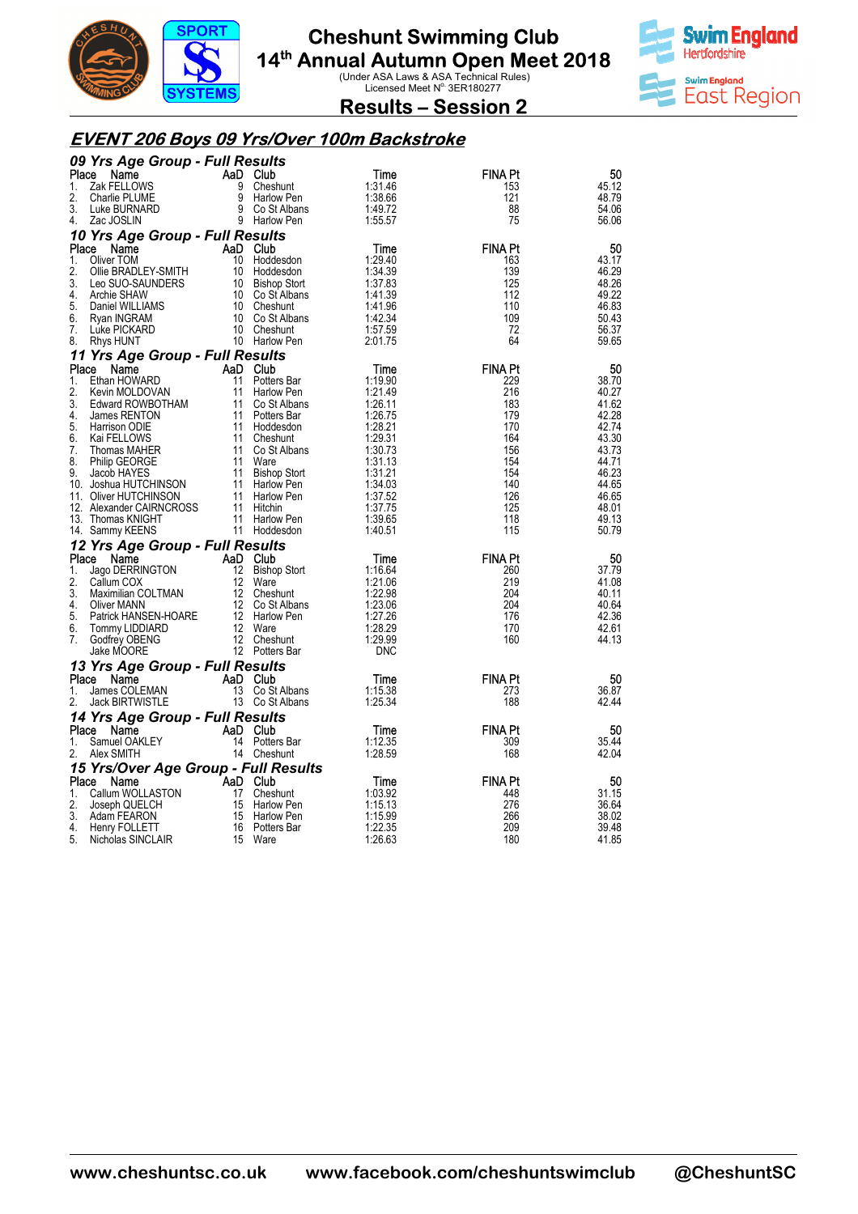# Cheshunt Swimming Club

## 14th Annual Autumn Open Meet 2018

(Under ASA Laws & ASA Technical Rules)
Licensed Meet N° 3ER180277

## Results – Session 2

### *EVENT 206 Boys 09 Yrs/Over 100m Backstroke*

#### *09 Yrs Age Group - Full Results*

| Place | Name | AaD | Club | Time | FINA Pt | 50 |
|---|---|---|---|---|---|---|
| 1. | Zak FELLOWS | 9 | Cheshunt | 1:31.46 | 153 | 45.12 |
| 2. | Charlie PLUME | 9 | Harlow Pen | 1:38.66 | 121 | 48.79 |
| 3. | Luke BURNARD | 9 | Co St Albans | 1:49.72 | 88 | 54.06 |
| 4. | Zac JOSLIN | 9 | Harlow Pen | 1:55.57 | 75 | 56.06 |

#### *10 Yrs Age Group - Full Results*

| Place | Name | AaD | Club | Time | FINA Pt | 50 |
|---|---|---|---|---|---|---|
| 1. | Oliver TOM | 10 | Hoddesdon | 1:29.40 | 163 | 43.17 |
| 2. | Ollie BRADLEY-SMITH | 10 | Hoddesdon | 1:34.39 | 139 | 46.29 |
| 3. | Leo SUO-SAUNDERS | 10 | Bishop Stort | 1:37.83 | 125 | 48.26 |
| 4. | Archie SHAW | 10 | Co St Albans | 1:41.39 | 112 | 49.22 |
| 5. | Daniel WILLIAMS | 10 | Cheshunt | 1:41.96 | 110 | 46.83 |
| 6. | Ryan INGRAM | 10 | Co St Albans | 1:42.34 | 109 | 50.43 |
| 7. | Luke PICKARD | 10 | Cheshunt | 1:57.59 | 72 | 56.37 |
| 8. | Rhys HUNT | 10 | Harlow Pen | 2:01.75 | 64 | 59.65 |

#### *11 Yrs Age Group - Full Results*

| Place | Name | AaD | Club | Time | FINA Pt | 50 |
|---|---|---|---|---|---|---|
| 1. | Ethan HOWARD | 11 | Potters Bar | 1:19.90 | 229 | 38.70 |
| 2. | Kevin MOLDOVAN | 11 | Harlow Pen | 1:21.49 | 216 | 40.27 |
| 3. | Edward ROWBOTHAM | 11 | Co St Albans | 1:26.11 | 183 | 41.62 |
| 4. | James RENTON | 11 | Potters Bar | 1:26.75 | 179 | 42.28 |
| 5. | Harrison ODIE | 11 | Hoddesdon | 1:28.21 | 170 | 42.74 |
| 6. | Kai FELLOWS | 11 | Cheshunt | 1:29.31 | 164 | 43.30 |
| 7. | Thomas MAHER | 11 | Co St Albans | 1:30.73 | 156 | 43.73 |
| 8. | Philip GEORGE | 11 | Ware | 1:31.13 | 154 | 44.71 |
| 9. | Jacob HAYES | 11 | Bishop Stort | 1:31.21 | 154 | 46.23 |
| 10. | Joshua HUTCHINSON | 11 | Harlow Pen | 1:34.03 | 140 | 44.65 |
| 11. | Oliver HUTCHINSON | 11 | Harlow Pen | 1:37.52 | 126 | 46.65 |
| 12. | Alexander CAIRNCROSS | 11 | Hitchin | 1:37.75 | 125 | 48.01 |
| 13. | Thomas KNIGHT | 11 | Harlow Pen | 1:39.65 | 118 | 49.13 |
| 14. | Sammy KEENS | 11 | Hoddesdon | 1:40.51 | 115 | 50.79 |

#### *12 Yrs Age Group - Full Results*

| Place | Name | AaD | Club | Time | FINA Pt | 50 |
|---|---|---|---|---|---|---|
| 1. | Jago DERRINGTON | 12 | Bishop Stort | 1:16.64 | 260 | 37.79 |
| 2. | Callum COX | 12 | Ware | 1:21.06 | 219 | 41.08 |
| 3. | Maximilian COLTMAN | 12 | Cheshunt | 1:22.98 | 204 | 40.11 |
| 4. | Oliver MANN | 12 | Co St Albans | 1:23.06 | 204 | 40.64 |
| 5. | Patrick HANSEN-HOARE | 12 | Harlow Pen | 1:27.26 | 176 | 42.36 |
| 6. | Tommy LIDDIARD | 12 | Ware | 1:28.29 | 170 | 42.61 |
| 7. | Godfrey OBENG | 12 | Cheshunt | 1:29.99 | 160 | 44.13 |
| | Jake MOORE | 12 | Potters Bar | DNC | | |

#### *13 Yrs Age Group - Full Results*

| Place | Name | AaD | Club | Time | FINA Pt | 50 |
|---|---|---|---|---|---|---|
| 1. | James COLEMAN | 13 | Co St Albans | 1:15.38 | 273 | 36.87 |
| 2. | Jack BIRTWISTLE | 13 | Co St Albans | 1:25.34 | 188 | 42.44 |

#### *14 Yrs Age Group - Full Results*

| Place | Name | AaD | Club | Time | FINA Pt | 50 |
|---|---|---|---|---|---|---|
| 1. | Samuel OAKLEY | 14 | Potters Bar | 1:12.35 | 309 | 35.44 |
| 2. | Alex SMITH | 14 | Cheshunt | 1:28.59 | 168 | 42.04 |

#### *15 Yrs/Over Age Group - Full Results*

| Place | Name | AaD | Club | Time | FINA Pt | 50 |
|---|---|---|---|---|---|---|
| 1. | Callum WOLLASTON | 17 | Cheshunt | 1:03.92 | 448 | 31.15 |
| 2. | Joseph QUELCH | 15 | Harlow Pen | 1:15.13 | 276 | 36.64 |
| 3. | Adam FEARON | 15 | Harlow Pen | 1:15.99 | 266 | 38.02 |
| 4. | Henry FOLLETT | 16 | Potters Bar | 1:22.35 | 209 | 39.48 |
| 5. | Nicholas SINCLAIR | 15 | Ware | 1:26.63 | 180 | 41.85 |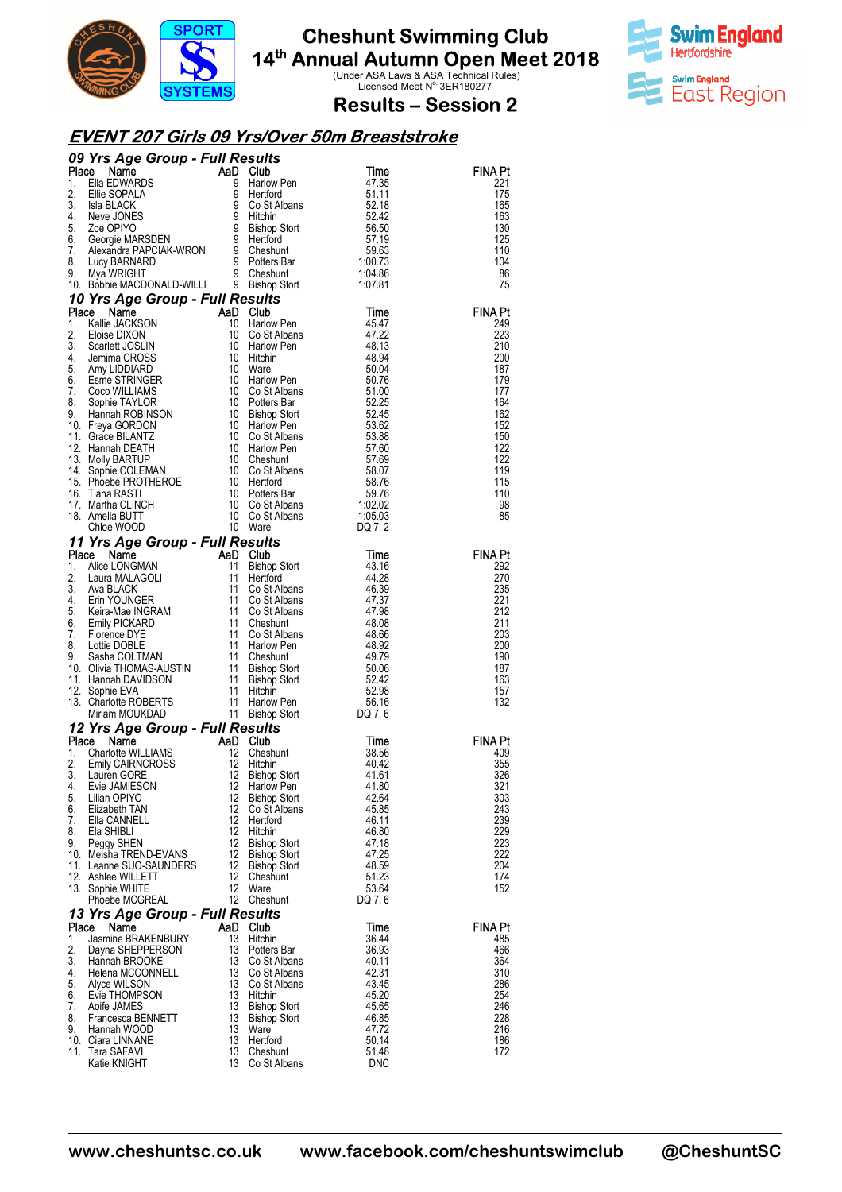# Cheshunt Swimming Club

## 14th Annual Autumn Open Meet 2018

(Under ASA Laws & ASA Technical Rules)
Licensed Meet N° 3ER180277

## Results – Session 2

## EVENT 207 Girls 09 Yrs/Over 50m Breaststroke

### 09 Yrs Age Group - Full Results

| Place | Name | AaD | Club | Time | FINA Pt |
|---|---|---|---|---|---|
| 1. | Ella EDWARDS | 9 | Harlow Pen | 47.35 | 221 |
| 2. | Ellie SOPALA | 9 | Hertford | 51.11 | 175 |
| 3. | Isla BLACK | 9 | Co St Albans | 52.18 | 165 |
| 4. | Neve JONES | 9 | Hitchin | 52.42 | 163 |
| 5. | Zoe OPIYO | 9 | Bishop Stort | 56.50 | 130 |
| 6. | Georgie MARSDEN | 9 | Hertford | 57.19 | 125 |
| 7. | Alexandra PAPCIAK-WRON | 9 | Cheshunt | 59.63 | 110 |
| 8. | Lucy BARNARD | 9 | Potters Bar | 1:00.73 | 104 |
| 9. | Mya WRIGHT | 9 | Cheshunt | 1:04.86 | 86 |
| 10. | Bobbie MACDONALD-WILLI | 9 | Bishop Stort | 1:07.81 | 75 |

### 10 Yrs Age Group - Full Results

| Place | Name | AaD | Club | Time | FINA Pt |
|---|---|---|---|---|---|
| 1. | Kallie JACKSON | 10 | Harlow Pen | 45.47 | 249 |
| 2. | Eloise DIXON | 10 | Co St Albans | 47.22 | 223 |
| 3. | Scarlett JOSLIN | 10 | Harlow Pen | 48.13 | 210 |
| 4. | Jemima CROSS | 10 | Hitchin | 48.94 | 200 |
| 5. | Amy LIDDIARD | 10 | Ware | 50.04 | 187 |
| 6. | Esme STRINGER | 10 | Harlow Pen | 50.76 | 179 |
| 7. | Coco WILLIAMS | 10 | Co St Albans | 51.00 | 177 |
| 8. | Sophie TAYLOR | 10 | Potters Bar | 52.25 | 164 |
| 9. | Hannah ROBINSON | 10 | Bishop Stort | 52.45 | 162 |
| 10. | Freya GORDON | 10 | Harlow Pen | 53.62 | 152 |
| 11. | Grace BILANTZ | 10 | Co St Albans | 53.88 | 150 |
| 12. | Hannah DEATH | 10 | Harlow Pen | 57.60 | 122 |
| 13. | Molly BARTUP | 10 | Cheshunt | 57.69 | 122 |
| 14. | Sophie COLEMAN | 10 | Co St Albans | 58.07 | 119 |
| 15. | Phoebe PROTHEROE | 10 | Hertford | 58.76 | 115 |
| 16. | Tiana RASTI | 10 | Potters Bar | 59.76 | 110 |
| 17. | Martha CLINCH | 10 | Co St Albans | 1:02.02 | 98 |
| 18. | Amelia BUTT | 10 | Co St Albans | 1:05.03 | 85 |
| | Chloe WOOD | 10 | Ware | DQ 7. 2 | |

### 11 Yrs Age Group - Full Results

| Place | Name | AaD | Club | Time | FINA Pt |
|---|---|---|---|---|---|
| 1. | Alice LONGMAN | 11 | Bishop Stort | 43.16 | 292 |
| 2. | Laura MALAGOLI | 11 | Hertford | 44.28 | 270 |
| 3. | Ava BLACK | 11 | Co St Albans | 46.39 | 235 |
| 4. | Erin YOUNGER | 11 | Co St Albans | 47.37 | 221 |
| 5. | Keira-Mae INGRAM | 11 | Co St Albans | 47.98 | 212 |
| 6. | Emily PICKARD | 11 | Cheshunt | 48.08 | 211 |
| 7. | Florence DYE | 11 | Co St Albans | 48.66 | 203 |
| 8. | Lottie DOBLE | 11 | Harlow Pen | 48.92 | 200 |
| 9. | Sasha COLTMAN | 11 | Cheshunt | 49.79 | 190 |
| 10. | Olivia THOMAS-AUSTIN | 11 | Bishop Stort | 50.06 | 187 |
| 11. | Hannah DAVIDSON | 11 | Bishop Stort | 52.42 | 163 |
| 12. | Sophie EVA | 11 | Hitchin | 52.98 | 157 |
| 13. | Charlotte ROBERTS | 11 | Harlow Pen | 56.16 | 132 |
| | Miriam MOUKDAD | 11 | Bishop Stort | DQ 7. 6 | |

### 12 Yrs Age Group - Full Results

| Place | Name | AaD | Club | Time | FINA Pt |
|---|---|---|---|---|---|
| 1. | Charlotte WILLIAMS | 12 | Cheshunt | 38.56 | 409 |
| 2. | Emily CAIRNCROSS | 12 | Hitchin | 40.42 | 355 |
| 3. | Lauren GORE | 12 | Bishop Stort | 41.61 | 326 |
| 4. | Evie JAMIESON | 12 | Harlow Pen | 41.80 | 321 |
| 5. | Lilian OPIYO | 12 | Bishop Stort | 42.64 | 303 |
| 6. | Elizabeth TAN | 12 | Co St Albans | 45.85 | 243 |
| 7. | Ella CANNELL | 12 | Hertford | 46.11 | 239 |
| 8. | Ela SHIBLI | 12 | Hitchin | 46.80 | 229 |
| 9. | Peggy SHEN | 12 | Bishop Stort | 47.18 | 223 |
| 10. | Meisha TREND-EVANS | 12 | Bishop Stort | 47.25 | 222 |
| 11. | Leanne SUO-SAUNDERS | 12 | Bishop Stort | 48.59 | 204 |
| 12. | Ashlee WILLETT | 12 | Cheshunt | 51.23 | 174 |
| 13. | Sophie WHITE | 12 | Ware | 53.64 | 152 |
| | Phoebe MCGREAL | 12 | Cheshunt | DQ 7. 6 | |

### 13 Yrs Age Group - Full Results

| Place | Name | AaD | Club | Time | FINA Pt |
|---|---|---|---|---|---|
| 1. | Jasmine BRAKENBURY | 13 | Hitchin | 36.44 | 485 |
| 2. | Dayna SHEPPERSON | 13 | Potters Bar | 36.93 | 466 |
| 3. | Hannah BROOKE | 13 | Co St Albans | 40.11 | 364 |
| 4. | Helena MCCONNELL | 13 | Co St Albans | 42.31 | 310 |
| 5. | Alyce WILSON | 13 | Co St Albans | 43.45 | 286 |
| 6. | Evie THOMPSON | 13 | Hitchin | 45.20 | 254 |
| 7. | Aoife JAMES | 13 | Bishop Stort | 45.65 | 246 |
| 8. | Francesca BENNETT | 13 | Bishop Stort | 46.85 | 228 |
| 9. | Hannah WOOD | 13 | Ware | 47.72 | 216 |
| 10. | Ciara LINNANE | 13 | Hertford | 50.14 | 186 |
| 11. | Tara SAFAVI | 13 | Cheshunt | 51.48 | 172 |
| | Katie KNIGHT | 13 | Co St Albans | DNC | |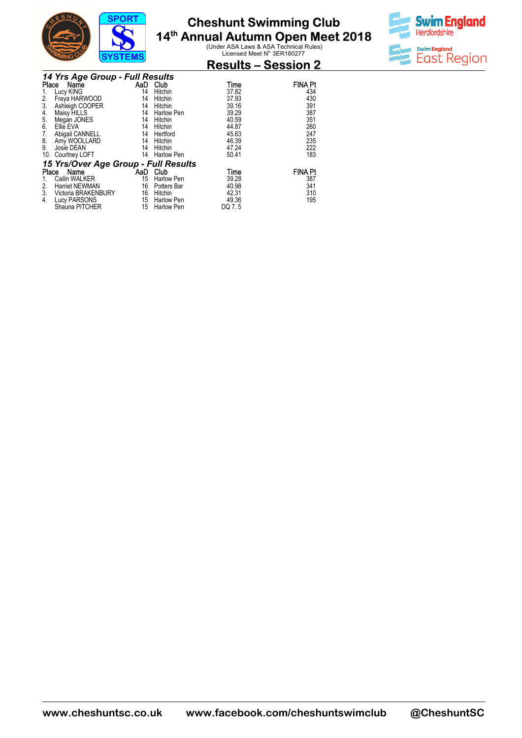# Cheshunt Swimming Club
## 14th Annual Autumn Open Meet 2018
(Under ASA Laws & ASA Technical Rules)
Licensed Meet N° 3ER180277

## Results – Session 2

### *14 Yrs Age Group - Full Results*

| Place | Name | AaD | Club | Time | FINA Pt |
|---|---|---|---|---|---|
| 1. | Lucy KING | 14 | Hitchin | 37.82 | 434 |
| 2. | Freya HARWOOD | 14 | Hitchin | 37.93 | 430 |
| 3. | Ashleigh COOPER | 14 | Hitchin | 39.16 | 391 |
| 4. | Maisy HILLS | 14 | Harlow Pen | 39.29 | 387 |
| 5. | Megan JONES | 14 | Hitchin | 40.59 | 351 |
| 6. | Ellie EVA | 14 | Hitchin | 44.87 | 260 |
| 7. | Abigail CANNELL | 14 | Hertford | 45.63 | 247 |
| 8. | Amy WOOLLARD | 14 | Hitchin | 46.39 | 235 |
| 9. | Josie DEAN | 14 | Hitchin | 47.24 | 222 |
| 10. | Courtney LOFT | 14 | Harlow Pen | 50.41 | 183 |

### *15 Yrs/Over Age Group - Full Results*

| Place | Name | AaD | Club | Time | FINA Pt |
|---|---|---|---|---|---|
| 1. | Cailin WALKER | 15 | Harlow Pen | 39.28 | 387 |
| 2. | Harriet NEWMAN | 16 | Potters Bar | 40.98 | 341 |
| 3. | Victoria BRAKENBURY | 16 | Hitchin | 42.31 | 310 |
| 4. | Lucy PARSONS | 15 | Harlow Pen | 49.36 | 195 |
| | Shauna PITCHER | 15 | Harlow Pen | DQ 7. 5 | |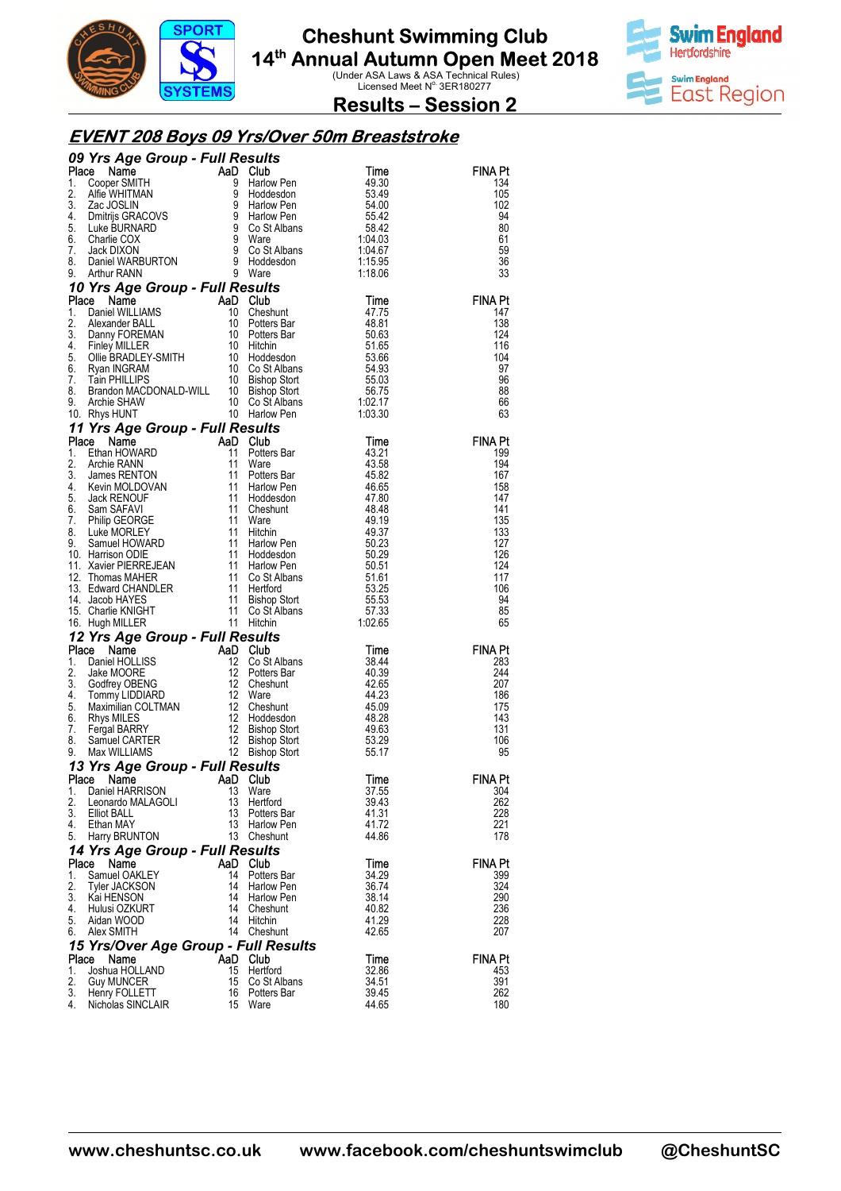# Cheshunt Swimming Club

## 14th Annual Autumn Open Meet 2018

(Under ASA Laws & ASA Technical Rules)
Licensed Meet N° 3ER180277

## Results – Session 2

## EVENT 208 Boys 09 Yrs/Over 50m Breaststroke

### 09 Yrs Age Group - Full Results

| Place | Name | AaD | Club | Time | FINA Pt |
|---|---|---|---|---|---|
| 1. | Cooper SMITH | 9 | Harlow Pen | 49.30 | 134 |
| 2. | Alfie WHITMAN | 9 | Hoddesdon | 53.49 | 105 |
| 3. | Zac JOSLIN | 9 | Harlow Pen | 54.00 | 102 |
| 4. | Dmitrijs GRACOVS | 9 | Harlow Pen | 55.42 | 94 |
| 5. | Luke BURNARD | 9 | Co St Albans | 58.42 | 80 |
| 6. | Charlie COX | 9 | Ware | 1:04.03 | 61 |
| 7. | Jack DIXON | 9 | Co St Albans | 1:04.67 | 59 |
| 8. | Daniel WARBURTON | 9 | Hoddesdon | 1:15.95 | 36 |
| 9. | Arthur RANN | 9 | Ware | 1:18.06 | 33 |

### 10 Yrs Age Group - Full Results

| Place | Name | AaD | Club | Time | FINA Pt |
|---|---|---|---|---|---|
| 1. | Daniel WILLIAMS | 10 | Cheshunt | 47.75 | 147 |
| 2. | Alexander BALL | 10 | Potters Bar | 48.81 | 138 |
| 3. | Danny FOREMAN | 10 | Potters Bar | 50.63 | 124 |
| 4. | Finley MILLER | 10 | Hitchin | 51.65 | 116 |
| 5. | Ollie BRADLEY-SMITH | 10 | Hoddesdon | 53.66 | 104 |
| 6. | Ryan INGRAM | 10 | Co St Albans | 54.93 | 97 |
| 7. | Tain PHILLIPS | 10 | Bishop Stort | 55.03 | 96 |
| 8. | Brandon MACDONALD-WILL | 10 | Bishop Stort | 56.75 | 88 |
| 9. | Archie SHAW | 10 | Co St Albans | 1:02.17 | 66 |
| 10. | Rhys HUNT | 10 | Harlow Pen | 1:03.30 | 63 |

### 11 Yrs Age Group - Full Results

| Place | Name | AaD | Club | Time | FINA Pt |
|---|---|---|---|---|---|
| 1. | Ethan HOWARD | 11 | Potters Bar | 43.21 | 199 |
| 2. | Archie RANN | 11 | Ware | 43.58 | 194 |
| 3. | James RENTON | 11 | Potters Bar | 45.82 | 167 |
| 4. | Kevin MOLDOVAN | 11 | Harlow Pen | 46.65 | 158 |
| 5. | Jack RENOUF | 11 | Hoddesdon | 47.80 | 147 |
| 6. | Sam SAFAVI | 11 | Cheshunt | 48.48 | 141 |
| 7. | Philip GEORGE | 11 | Ware | 49.19 | 135 |
| 8. | Luke MORLEY | 11 | Hitchin | 49.37 | 133 |
| 9. | Samuel HOWARD | 11 | Harlow Pen | 50.23 | 127 |
| 10. | Harrison ODIE | 11 | Hoddesdon | 50.29 | 126 |
| 11. | Xavier PIERREJEAN | 11 | Harlow Pen | 50.51 | 124 |
| 12. | Thomas MAHER | 11 | Co St Albans | 51.61 | 117 |
| 13. | Edward CHANDLER | 11 | Hertford | 53.25 | 106 |
| 14. | Jacob HAYES | 11 | Bishop Stort | 55.53 | 94 |
| 15. | Charlie KNIGHT | 11 | Co St Albans | 57.33 | 85 |
| 16. | Hugh MILLER | 11 | Hitchin | 1:02.65 | 65 |

### 12 Yrs Age Group - Full Results

| Place | Name | AaD | Club | Time | FINA Pt |
|---|---|---|---|---|---|
| 1. | Daniel HOLLISS | 12 | Co St Albans | 38.44 | 283 |
| 2. | Jake MOORE | 12 | Potters Bar | 40.39 | 244 |
| 3. | Godfrey OBENG | 12 | Cheshunt | 42.65 | 207 |
| 4. | Tommy LIDDIARD | 12 | Ware | 44.23 | 186 |
| 5. | Maximilian COLTMAN | 12 | Cheshunt | 45.09 | 175 |
| 6. | Rhys MILES | 12 | Hoddesdon | 48.28 | 143 |
| 7. | Fergal BARRY | 12 | Bishop Stort | 49.63 | 131 |
| 8. | Samuel CARTER | 12 | Bishop Stort | 53.29 | 106 |
| 9. | Max WILLIAMS | 12 | Bishop Stort | 55.17 | 95 |

### 13 Yrs Age Group - Full Results

| Place | Name | AaD | Club | Time | FINA Pt |
|---|---|---|---|---|---|
| 1. | Daniel HARRISON | 13 | Ware | 37.55 | 304 |
| 2. | Leonardo MALAGOLI | 13 | Hertford | 39.43 | 262 |
| 3. | Elliot BALL | 13 | Potters Bar | 41.31 | 228 |
| 4. | Ethan MAY | 13 | Harlow Pen | 41.72 | 221 |
| 5. | Harry BRUNTON | 13 | Cheshunt | 44.86 | 178 |

### 14 Yrs Age Group - Full Results

| Place | Name | AaD | Club | Time | FINA Pt |
|---|---|---|---|---|---|
| 1. | Samuel OAKLEY | 14 | Potters Bar | 34.29 | 399 |
| 2. | Tyler JACKSON | 14 | Harlow Pen | 36.74 | 324 |
| 3. | Kai HENSON | 14 | Harlow Pen | 38.14 | 290 |
| 4. | Hulusi OZKURT | 14 | Cheshunt | 40.82 | 236 |
| 5. | Aidan WOOD | 14 | Hitchin | 41.29 | 228 |
| 6. | Alex SMITH | 14 | Cheshunt | 42.65 | 207 |

### 15 Yrs/Over Age Group - Full Results

| Place | Name | AaD | Club | Time | FINA Pt |
|---|---|---|---|---|---|
| 1. | Joshua HOLLAND | 15 | Hertford | 32.86 | 453 |
| 2. | Guy MUNCER | 15 | Co St Albans | 34.51 | 391 |
| 3. | Henry FOLLETT | 16 | Potters Bar | 39.45 | 262 |
| 4. | Nicholas SINCLAIR | 15 | Ware | 44.65 | 180 |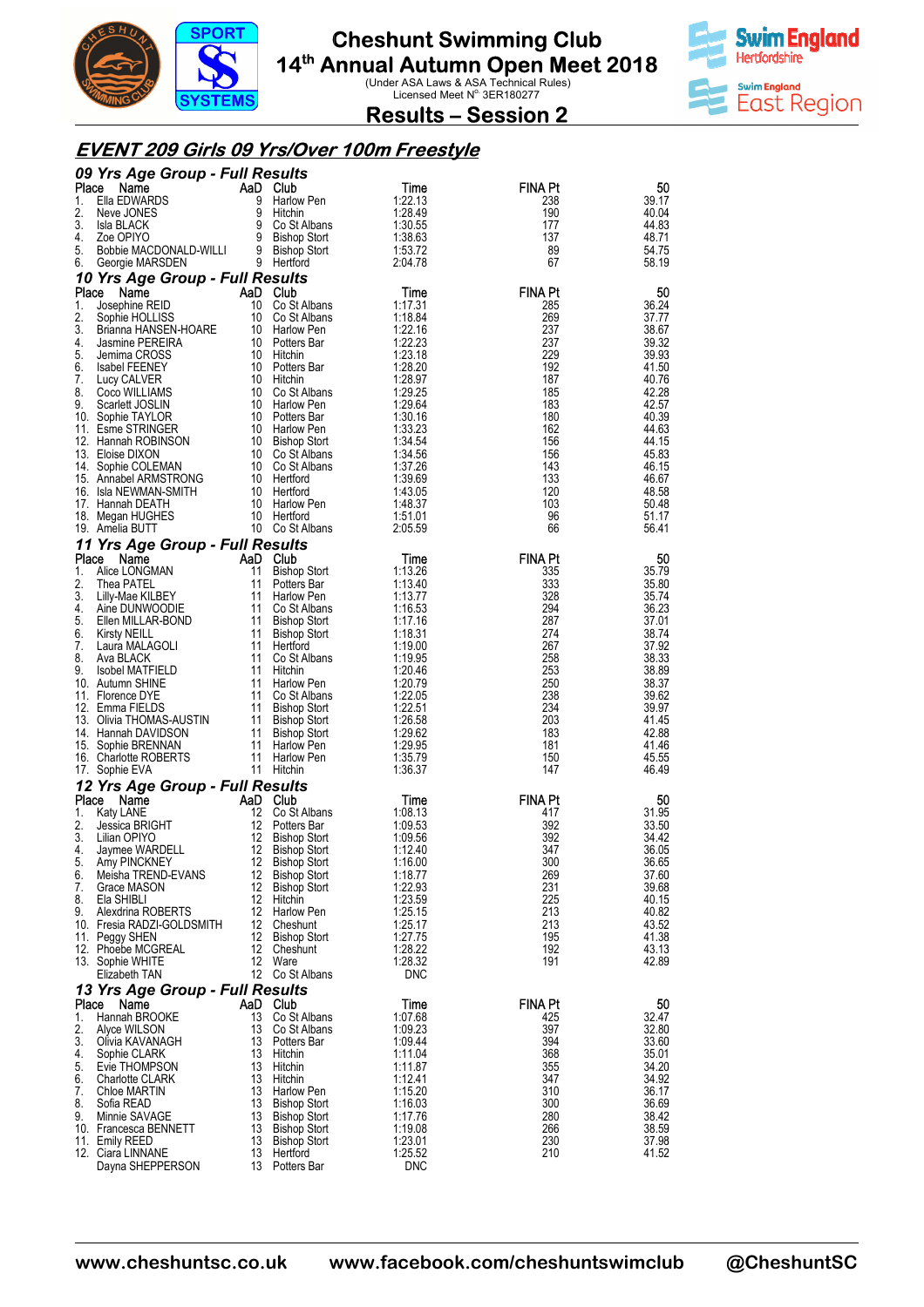# Cheshunt Swimming Club

## 14th Annual Autumn Open Meet 2018

(Under ASA Laws & ASA Technical Rules)
Licensed Meet N° 3ER180277

## Results – Session 2

### EVENT 209 Girls 09 Yrs/Over 100m Freestyle

#### 09 Yrs Age Group - Full Results

| Place | Name | AaD | Club | Time | FINA Pt | 50 |
|---|---|---|---|---|---|---|
| 1. | Ella EDWARDS | 9 | Harlow Pen | 1:22.13 | 238 | 39.17 |
| 2. | Neve JONES | 9 | Hitchin | 1:28.49 | 190 | 40.04 |
| 3. | Isla BLACK | 9 | Co St Albans | 1:30.55 | 177 | 44.83 |
| 4. | Zoe OPIYO | 9 | Bishop Stort | 1:38.63 | 137 | 48.71 |
| 5. | Bobbie MACDONALD-WILLI | 9 | Bishop Stort | 1:53.72 | 89 | 54.75 |
| 6. | Georgie MARSDEN | 9 | Hertford | 2:04.78 | 67 | 58.19 |

#### 10 Yrs Age Group - Full Results

| Place | Name | AaD | Club | Time | FINA Pt | 50 |
|---|---|---|---|---|---|---|
| 1. | Josephine REID | 10 | Co St Albans | 1:17.31 | 285 | 36.24 |
| 2. | Sophie HOLLISS | 10 | Co St Albans | 1:18.84 | 269 | 37.77 |
| 3. | Brianna HANSEN-HOARE | 10 | Harlow Pen | 1:22.16 | 237 | 38.67 |
| 4. | Jasmine PEREIRA | 10 | Potters Bar | 1:22.23 | 237 | 39.32 |
| 5. | Jemima CROSS | 10 | Hitchin | 1:23.18 | 229 | 39.93 |
| 6. | Isabel FEENEY | 10 | Potters Bar | 1:28.20 | 192 | 41.50 |
| 7. | Lucy CALVER | 10 | Hitchin | 1:28.97 | 187 | 40.76 |
| 8. | Coco WILLIAMS | 10 | Co St Albans | 1:29.25 | 185 | 42.28 |
| 9. | Scarlett JOSLIN | 10 | Harlow Pen | 1:29.64 | 183 | 42.57 |
| 10. | Sophie TAYLOR | 10 | Potters Bar | 1:30.16 | 180 | 40.39 |
| 11. | Esme STRINGER | 10 | Harlow Pen | 1:33.23 | 162 | 44.63 |
| 12. | Hannah ROBINSON | 10 | Bishop Stort | 1:34.54 | 156 | 44.15 |
| 13. | Eloise DIXON | 10 | Co St Albans | 1:34.56 | 156 | 45.83 |
| 14. | Sophie COLEMAN | 10 | Co St Albans | 1:37.26 | 143 | 46.15 |
| 15. | Annabel ARMSTRONG | 10 | Hertford | 1:39.69 | 133 | 46.67 |
| 16. | Isla NEWMAN-SMITH | 10 | Hertford | 1:43.05 | 120 | 48.58 |
| 17. | Hannah DEATH | 10 | Harlow Pen | 1:48.37 | 103 | 50.48 |
| 18. | Megan HUGHES | 10 | Hertford | 1:51.01 | 96 | 51.17 |
| 19. | Amelia BUTT | 10 | Co St Albans | 2:05.59 | 66 | 56.41 |

#### 11 Yrs Age Group - Full Results

| Place | Name | AaD | Club | Time | FINA Pt | 50 |
|---|---|---|---|---|---|---|
| 1. | Alice LONGMAN | 11 | Bishop Stort | 1:13.26 | 335 | 35.79 |
| 2. | Thea PATEL | 11 | Potters Bar | 1:13.40 | 333 | 35.80 |
| 3. | Lilly-Mae KILBEY | 11 | Harlow Pen | 1:13.77 | 328 | 35.74 |
| 4. | Aine DUNWOODIE | 11 | Co St Albans | 1:16.53 | 294 | 36.23 |
| 5. | Ellen MILLAR-BOND | 11 | Bishop Stort | 1:17.16 | 287 | 37.01 |
| 6. | Kirsty NEILL | 11 | Bishop Stort | 1:18.31 | 274 | 38.74 |
| 7. | Laura MALAGOLI | 11 | Hertford | 1:19.00 | 267 | 37.92 |
| 8. | Ava BLACK | 11 | Co St Albans | 1:19.95 | 258 | 38.33 |
| 9. | Isobel MATFIELD | 11 | Hitchin | 1:20.46 | 253 | 38.89 |
| 10. | Autumn SHINE | 11 | Harlow Pen | 1:20.79 | 250 | 38.37 |
| 11. | Florence DYE | 11 | Co St Albans | 1:22.05 | 238 | 39.62 |
| 12. | Emma FIELDS | 11 | Bishop Stort | 1:22.51 | 234 | 39.97 |
| 13. | Olivia THOMAS-AUSTIN | 11 | Bishop Stort | 1:26.58 | 203 | 41.45 |
| 14. | Hannah DAVIDSON | 11 | Bishop Stort | 1:29.62 | 183 | 42.88 |
| 15. | Sophie BRENNAN | 11 | Harlow Pen | 1:29.95 | 181 | 41.46 |
| 16. | Charlotte ROBERTS | 11 | Harlow Pen | 1:35.79 | 150 | 45.55 |
| 17. | Sophie EVA | 11 | Hitchin | 1:36.37 | 147 | 46.49 |

#### 12 Yrs Age Group - Full Results

| Place | Name | AaD | Club | Time | FINA Pt | 50 |
|---|---|---|---|---|---|---|
| 1. | Katy LANE | 12 | Co St Albans | 1:08.13 | 417 | 31.95 |
| 2. | Jessica BRIGHT | 12 | Potters Bar | 1:09.53 | 392 | 33.50 |
| 3. | Lilian OPIYO | 12 | Bishop Stort | 1:09.56 | 392 | 34.42 |
| 4. | Jaymee WARDELL | 12 | Bishop Stort | 1:12.40 | 347 | 36.05 |
| 5. | Amy PINCKNEY | 12 | Bishop Stort | 1:16.00 | 300 | 36.65 |
| 6. | Meisha TREND-EVANS | 12 | Bishop Stort | 1:18.77 | 269 | 37.60 |
| 7. | Grace MASON | 12 | Bishop Stort | 1:22.93 | 231 | 39.68 |
| 8. | Ela SHIBLI | 12 | Hitchin | 1:23.59 | 225 | 40.15 |
| 9. | Alexdrina ROBERTS | 12 | Harlow Pen | 1:25.15 | 213 | 40.82 |
| 10. | Fresia RADZI-GOLDSMITH | 12 | Cheshunt | 1:25.17 | 213 | 43.52 |
| 11. | Peggy SHEN | 12 | Bishop Stort | 1:27.75 | 195 | 41.38 |
| 12. | Phoebe MCGREAL | 12 | Cheshunt | 1:28.22 | 192 | 43.13 |
| 13. | Sophie WHITE | 12 | Ware | 1:28.32 | 191 | 42.89 |
| | Elizabeth TAN | 12 | Co St Albans | DNC | | |

#### 13 Yrs Age Group - Full Results

| Place | Name | AaD | Club | Time | FINA Pt | 50 |
|---|---|---|---|---|---|---|
| 1. | Hannah BROOKE | 13 | Co St Albans | 1:07.68 | 425 | 32.47 |
| 2. | Alyce WILSON | 13 | Co St Albans | 1:09.23 | 397 | 32.80 |
| 3. | Olivia KAVANAGH | 13 | Potters Bar | 1:09.44 | 394 | 33.60 |
| 4. | Sophie CLARK | 13 | Hitchin | 1:11.04 | 368 | 35.01 |
| 5. | Evie THOMPSON | 13 | Hitchin | 1:11.87 | 355 | 34.20 |
| 6. | Charlotte CLARK | 13 | Hitchin | 1:12.41 | 347 | 34.92 |
| 7. | Chloe MARTIN | 13 | Harlow Pen | 1:15.20 | 310 | 36.17 |
| 8. | Sofia READ | 13 | Bishop Stort | 1:16.03 | 300 | 36.69 |
| 9. | Minnie SAVAGE | 13 | Bishop Stort | 1:17.76 | 280 | 38.42 |
| 10. | Francesca BENNETT | 13 | Bishop Stort | 1:19.08 | 266 | 38.59 |
| 11. | Emily REED | 13 | Bishop Stort | 1:23.01 | 230 | 37.98 |
| 12. | Ciara LINNANE | 13 | Hertford | 1:25.52 | 210 | 41.52 |
| | Dayna SHEPPERSON | 13 | Potters Bar | DNC | | |

www.cheshuntsc.co.uk www.facebook.com/cheshuntswimclub @CheshuntSC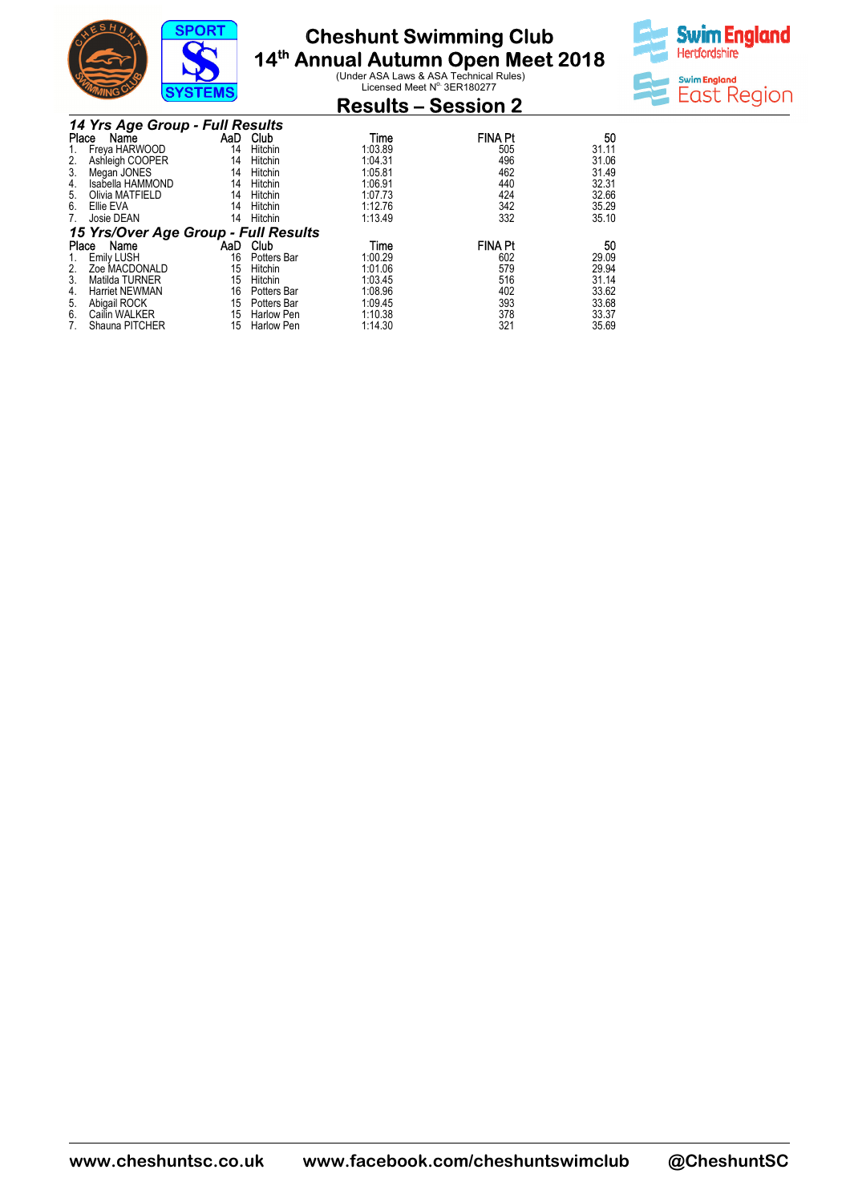# Cheshunt Swimming Club

## 14th Annual Autumn Open Meet 2018

(Under ASA Laws & ASA Technical Rules)
Licensed Meet N° 3ER180277

## Results – Session 2

### *14 Yrs Age Group - Full Results*

| Place | Name | AaD | Club | Time | FINA Pt | 50 |
|---|---|---|---|---|---|---|
| 1. | Freya HARWOOD | 14 | Hitchin | 1:03.89 | 505 | 31.11 |
| 2. | Ashleigh COOPER | 14 | Hitchin | 1:04.31 | 496 | 31.06 |
| 3. | Megan JONES | 14 | Hitchin | 1:05.81 | 462 | 31.49 |
| 4. | Isabella HAMMOND | 14 | Hitchin | 1:06.91 | 440 | 32.31 |
| 5. | Olivia MATFIELD | 14 | Hitchin | 1:07.73 | 424 | 32.66 |
| 6. | Ellie EVA | 14 | Hitchin | 1:12.76 | 342 | 35.29 |
| 7. | Josie DEAN | 14 | Hitchin | 1:13.49 | 332 | 35.10 |

### *15 Yrs/Over Age Group - Full Results*

| Place | Name | AaD | Club | Time | FINA Pt | 50 |
|---|---|---|---|---|---|---|
| 1. | Emily LUSH | 16 | Potters Bar | 1:00.29 | 602 | 29.09 |
| 2. | Zoe MACDONALD | 15 | Hitchin | 1:01.06 | 579 | 29.94 |
| 3. | Matilda TURNER | 15 | Hitchin | 1:03.45 | 516 | 31.14 |
| 4. | Harriet NEWMAN | 16 | Potters Bar | 1:08.96 | 402 | 33.62 |
| 5. | Abigail ROCK | 15 | Potters Bar | 1:09.45 | 393 | 33.68 |
| 6. | Cailin WALKER | 15 | Harlow Pen | 1:10.38 | 378 | 33.37 |
| 7. | Shauna PITCHER | 15 | Harlow Pen | 1:14.30 | 321 | 35.69 |

www.cheshuntsc.co.uk www.facebook.com/cheshuntswimclub @CheshuntSC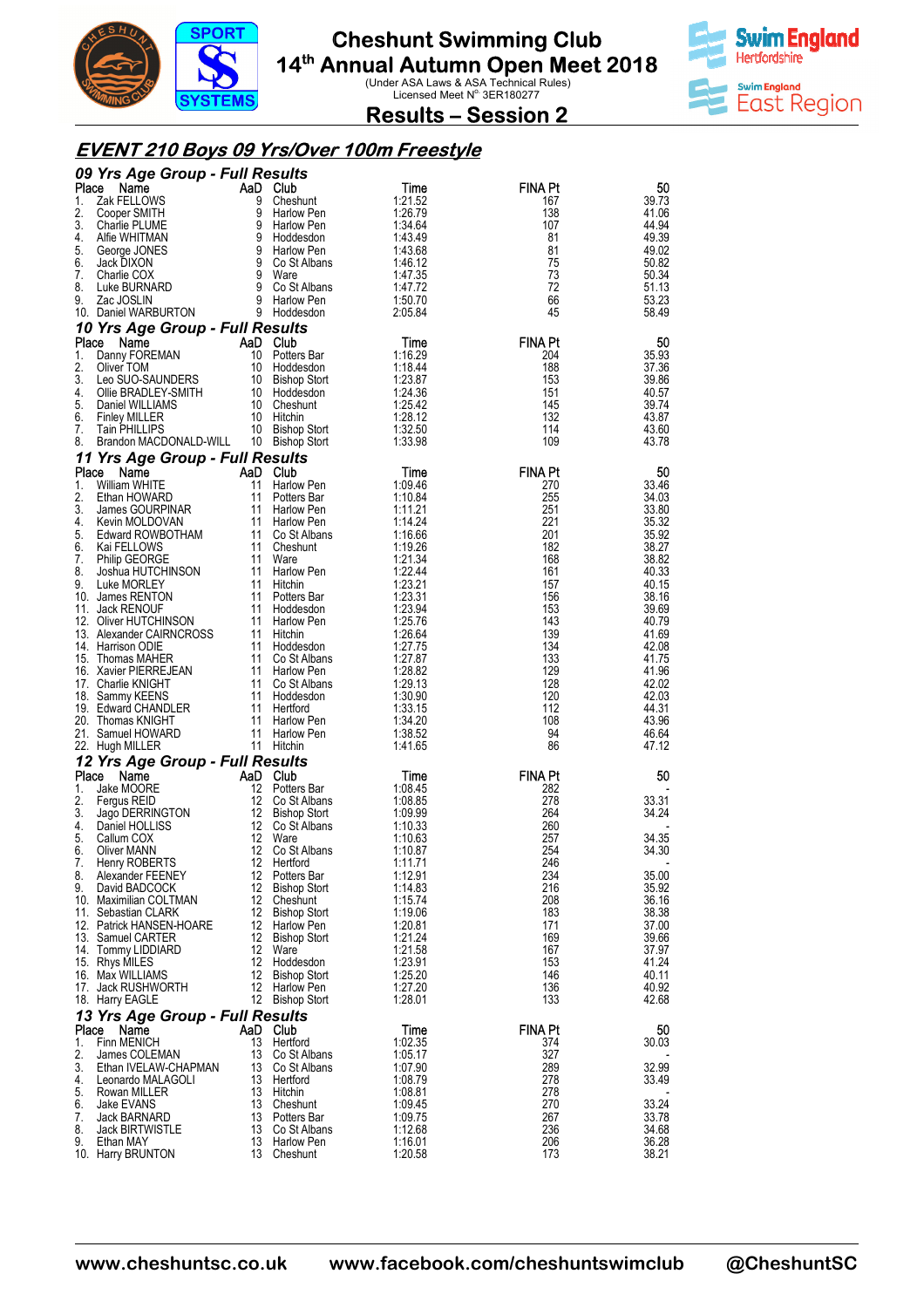# Cheshunt Swimming Club

## 14th Annual Autumn Open Meet 2018

(Under ASA Laws & ASA Technical Rules)
Licensed Meet N° 3ER180277

## Results – Session 2

## *EVENT 210 Boys 09 Yrs/Over 100m Freestyle*

### *09 Yrs Age Group - Full Results*

| Place | Name | AaD | Club | Time | FINA Pt | 50 |
|---|---|---|---|---|---|---|
| 1. | Zak FELLOWS | 9 | Cheshunt | 1:21.52 | 167 | 39.73 |
| 2. | Cooper SMITH | 9 | Harlow Pen | 1:26.79 | 138 | 41.06 |
| 3. | Charlie PLUME | 9 | Harlow Pen | 1:34.64 | 107 | 44.94 |
| 4. | Alfie WHITMAN | 9 | Hoddesdon | 1:43.49 | 81 | 49.39 |
| 5. | George JONES | 9 | Harlow Pen | 1:43.68 | 81 | 49.02 |
| 6. | Jack DIXON | 9 | Co St Albans | 1:46.12 | 75 | 50.82 |
| 7. | Charlie COX | 9 | Ware | 1:47.35 | 73 | 50.34 |
| 8. | Luke BURNARD | 9 | Co St Albans | 1:47.72 | 72 | 51.13 |
| 9. | Zac JOSLIN | 9 | Harlow Pen | 1:50.70 | 66 | 53.23 |
| 10. | Daniel WARBURTON | 9 | Hoddesdon | 2:05.84 | 45 | 58.49 |

### *10 Yrs Age Group - Full Results*

| Place | Name | AaD | Club | Time | FINA Pt | 50 |
|---|---|---|---|---|---|---|
| 1. | Danny FOREMAN | 10 | Potters Bar | 1:16.29 | 204 | 35.93 |
| 2. | Oliver TOM | 10 | Hoddesdon | 1:18.44 | 188 | 37.36 |
| 3. | Leo SUO-SAUNDERS | 10 | Bishop Stort | 1:23.87 | 153 | 39.86 |
| 4. | Ollie BRADLEY-SMITH | 10 | Hoddesdon | 1:24.36 | 151 | 40.57 |
| 5. | Daniel WILLIAMS | 10 | Cheshunt | 1:25.42 | 145 | 39.74 |
| 6. | Finley MILLER | 10 | Hitchin | 1:28.12 | 132 | 43.87 |
| 7. | Tain PHILLIPS | 10 | Bishop Stort | 1:32.50 | 114 | 43.60 |
| 8. | Brandon MACDONALD-WILL | 10 | Bishop Stort | 1:33.98 | 109 | 43.78 |

### *11 Yrs Age Group - Full Results*

| Place | Name | AaD | Club | Time | FINA Pt | 50 |
|---|---|---|---|---|---|---|
| 1. | William WHITE | 11 | Harlow Pen | 1:09.46 | 270 | 33.46 |
| 2. | Ethan HOWARD | 11 | Potters Bar | 1:10.84 | 255 | 34.03 |
| 3. | James GOURPINAR | 11 | Harlow Pen | 1:11.21 | 251 | 33.80 |
| 4. | Kevin MOLDOVAN | 11 | Harlow Pen | 1:14.24 | 221 | 35.32 |
| 5. | Edward ROWBOTHAM | 11 | Co St Albans | 1:16.66 | 201 | 35.92 |
| 6. | Kai FELLOWS | 11 | Cheshunt | 1:19.26 | 182 | 38.27 |
| 7. | Philip GEORGE | 11 | Ware | 1:21.34 | 168 | 38.82 |
| 8. | Joshua HUTCHINSON | 11 | Harlow Pen | 1:22.44 | 161 | 40.33 |
| 9. | Luke MORLEY | 11 | Hitchin | 1:23.21 | 157 | 40.15 |
| 10. | James RENTON | 11 | Potters Bar | 1:23.31 | 156 | 38.16 |
| 11. | Jack RENOUF | 11 | Hoddesdon | 1:23.94 | 153 | 39.69 |
| 12. | Oliver HUTCHINSON | 11 | Harlow Pen | 1:25.76 | 143 | 40.79 |
| 13. | Alexander CAIRNCROSS | 11 | Hitchin | 1:26.64 | 139 | 41.69 |
| 14. | Harrison ODIE | 11 | Hoddesdon | 1:27.75 | 134 | 42.08 |
| 15. | Thomas MAHER | 11 | Co St Albans | 1:27.87 | 133 | 41.75 |
| 16. | Xavier PIERREJEAN | 11 | Harlow Pen | 1:28.82 | 129 | 41.96 |
| 17. | Charlie KNIGHT | 11 | Co St Albans | 1:29.13 | 128 | 42.02 |
| 18. | Sammy KEENS | 11 | Hoddesdon | 1:30.90 | 120 | 42.03 |
| 19. | Edward CHANDLER | 11 | Hertford | 1:33.15 | 112 | 44.31 |
| 20. | Thomas KNIGHT | 11 | Harlow Pen | 1:34.20 | 108 | 43.96 |
| 21. | Samuel HOWARD | 11 | Harlow Pen | 1:38.52 | 94 | 46.64 |
| 22. | Hugh MILLER | 11 | Hitchin | 1:41.65 | 86 | 47.12 |

### *12 Yrs Age Group - Full Results*

| Place | Name | AaD | Club | Time | FINA Pt | 50 |
|---|---|---|---|---|---|---|
| 1. | Jake MOORE | 12 | Potters Bar | 1:08.45 | 282 | - |
| 2. | Fergus REID | 12 | Co St Albans | 1:08.85 | 278 | 33.31 |
| 3. | Jago DERRINGTON | 12 | Bishop Stort | 1:09.99 | 264 | 34.24 |
| 4. | Daniel HOLLISS | 12 | Co St Albans | 1:10.33 | 260 | - |
| 5. | Callum COX | 12 | Ware | 1:10.63 | 257 | 34.35 |
| 6. | Oliver MANN | 12 | Co St Albans | 1:10.87 | 254 | 34.30 |
| 7. | Henry ROBERTS | 12 | Hertford | 1:11.71 | 246 | - |
| 8. | Alexander FEENEY | 12 | Potters Bar | 1:12.91 | 234 | 35.00 |
| 9. | David BADCOCK | 12 | Bishop Stort | 1:14.83 | 216 | 35.92 |
| 10. | Maximilian COLTMAN | 12 | Cheshunt | 1:15.74 | 208 | 36.16 |
| 11. | Sebastian CLARK | 12 | Bishop Stort | 1:19.06 | 183 | 38.38 |
| 12. | Patrick HANSEN-HOARE | 12 | Harlow Pen | 1:20.81 | 171 | 37.00 |
| 13. | Samuel CARTER | 12 | Bishop Stort | 1:21.24 | 169 | 39.66 |
| 14. | Tommy LIDDIARD | 12 | Ware | 1:21.58 | 167 | 37.97 |
| 15. | Rhys MILES | 12 | Hoddesdon | 1:23.91 | 153 | 41.24 |
| 16. | Max WILLIAMS | 12 | Bishop Stort | 1:25.20 | 146 | 40.11 |
| 17. | Jack RUSHWORTH | 12 | Harlow Pen | 1:27.20 | 136 | 40.92 |
| 18. | Harry EAGLE | 12 | Bishop Stort | 1:28.01 | 133 | 42.68 |

### *13 Yrs Age Group - Full Results*

| Place | Name | AaD | Club | Time | FINA Pt | 50 |
|---|---|---|---|---|---|---|
| 1. | Finn MENICH | 13 | Hertford | 1:02.35 | 374 | 30.03 |
| 2. | James COLEMAN | 13 | Co St Albans | 1:05.17 | 327 | - |
| 3. | Ethan IVELAW-CHAPMAN | 13 | Co St Albans | 1:07.90 | 289 | 32.99 |
| 4. | Leonardo MALAGOLI | 13 | Hertford | 1:08.79 | 278 | 33.49 |
| 5. | Rowan MILLER | 13 | Hitchin | 1:08.81 | 278 | - |
| 6. | Jake EVANS | 13 | Cheshunt | 1:09.45 | 270 | 33.24 |
| 7. | Jack BARNARD | 13 | Potters Bar | 1:09.75 | 267 | 33.78 |
| 8. | Jack BIRTWISTLE | 13 | Co St Albans | 1:12.68 | 236 | 34.68 |
| 9. | Ethan MAY | 13 | Harlow Pen | 1:16.01 | 206 | 36.28 |
| 10. | Harry BRUNTON | 13 | Cheshunt | 1:20.58 | 173 | 38.21 |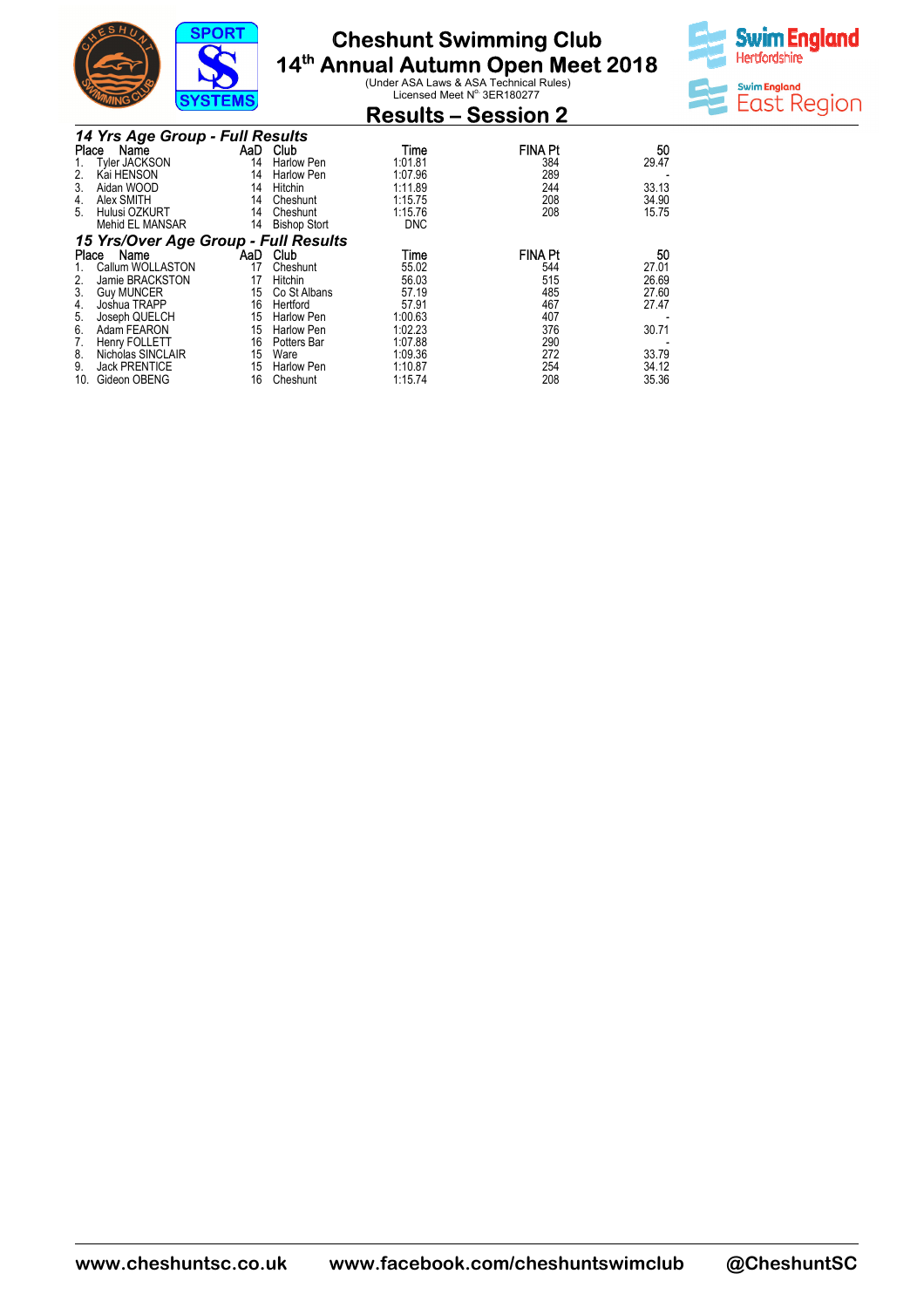# Cheshunt Swimming Club

## 14th Annual Autumn Open Meet 2018

(Under ASA Laws & ASA Technical Rules)
Licensed Meet N° 3ER180277

## Results – Session 2

### *14 Yrs Age Group - Full Results*

| Place | Name | AaD | Club | Time | FINA Pt | 50 |
|---|---|---|---|---|---|---|
| 1. | Tyler JACKSON | 14 | Harlow Pen | 1:01.81 | 384 | 29.47 |
| 2. | Kai HENSON | 14 | Harlow Pen | 1:07.96 | 289 | - |
| 3. | Aidan WOOD | 14 | Hitchin | 1:11.89 | 244 | 33.13 |
| 4. | Alex SMITH | 14 | Cheshunt | 1:15.75 | 208 | 34.90 |
| 5. | Hulusi OZKURT | 14 | Cheshunt | 1:15.76 | 208 | 15.75 |
| | Mehid EL MANSAR | 14 | Bishop Stort | DNC | | |

### *15 Yrs/Over Age Group - Full Results*

| Place | Name | AaD | Club | Time | FINA Pt | 50 |
|---|---|---|---|---|---|---|
| 1. | Callum WOLLASTON | 17 | Cheshunt | 55.02 | 544 | 27.01 |
| 2. | Jamie BRACKSTON | 17 | Hitchin | 56.03 | 515 | 26.69 |
| 3. | Guy MUNCER | 15 | Co St Albans | 57.19 | 485 | 27.60 |
| 4. | Joshua TRAPP | 16 | Hertford | 57.91 | 467 | 27.47 |
| 5. | Joseph QUELCH | 15 | Harlow Pen | 1:00.63 | 407 | - |
| 6. | Adam FEARON | 15 | Harlow Pen | 1:02.23 | 376 | 30.71 |
| 7. | Henry FOLLETT | 16 | Potters Bar | 1:07.88 | 290 | - |
| 8. | Nicholas SINCLAIR | 15 | Ware | 1:09.36 | 272 | 33.79 |
| 9. | Jack PRENTICE | 15 | Harlow Pen | 1:10.87 | 254 | 34.12 |
| 10. | Gideon OBENG | 16 | Cheshunt | 1:15.74 | 208 | 35.36 |

www.cheshuntsc.co.uk www.facebook.com/cheshuntswimclub @CheshuntSC